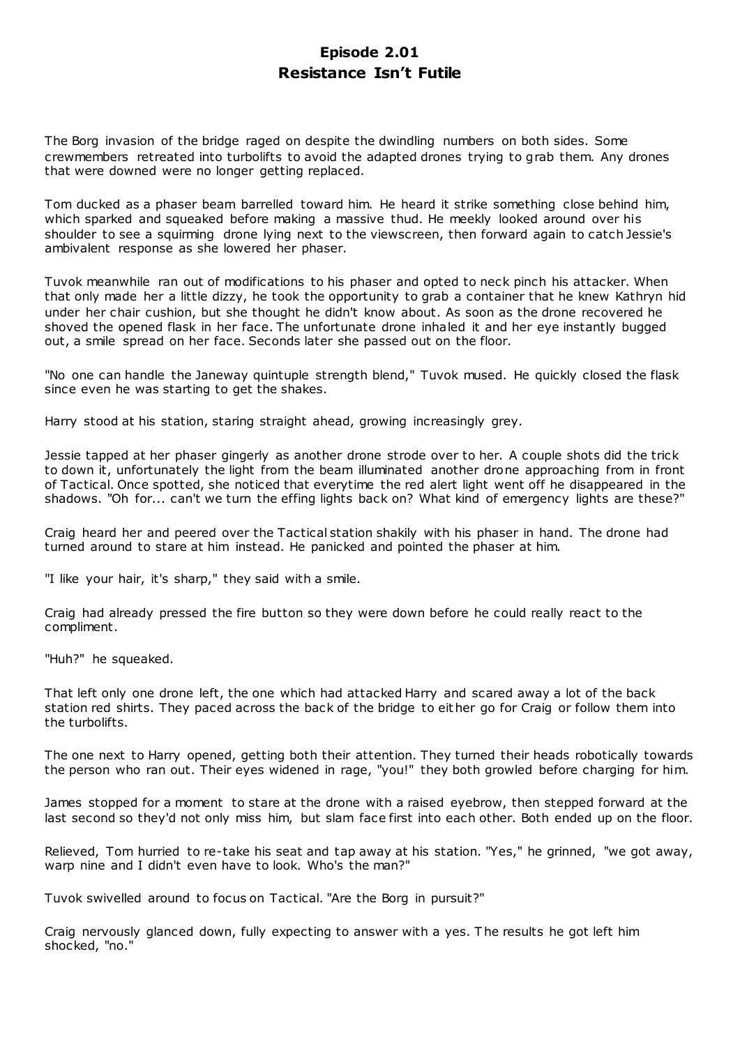# Episode 2.01
## Resistance Isn't Futile

The Borg invasion of the bridge raged on despite the dwindling numbers on both sides. Some crewmembers retreated into turbolifts to avoid the adapted drones trying to grab them. Any drones that were downed were no longer getting replaced.

Tom ducked as a phaser beam barrelled toward him. He heard it strike something close behind him, which sparked and squeaked before making a massive thud. He meekly looked around over his shoulder to see a squirming drone lying next to the viewscreen, then forward again to catch Jessie's ambivalent response as she lowered her phaser.

Tuvok meanwhile ran out of modifications to his phaser and opted to neck pinch his attacker. When that only made her a little dizzy, he took the opportunity to grab a container that he knew Kathryn hid under her chair cushion, but she thought he didn't know about. As soon as the drone recovered he shoved the opened flask in her face. The unfortunate drone inhaled it and her eye instantly bugged out, a smile spread on her face. Seconds later she passed out on the floor.

"No one can handle the Janeway quintuple strength blend," Tuvok mused. He quickly closed the flask since even he was starting to get the shakes.

Harry stood at his station, staring straight ahead, growing increasingly grey.

Jessie tapped at her phaser gingerly as another drone strode over to her. A couple shots did the trick to down it, unfortunately the light from the beam illuminated another drone approaching from in front of Tactical. Once spotted, she noticed that everytime the red alert light went off he disappeared in the shadows. "Oh for... can't we turn the effing lights back on? What kind of emergency lights are these?"

Craig heard her and peered over the Tactical station shakily with his phaser in hand. The drone had turned around to stare at him instead. He panicked and pointed the phaser at him.

"I like your hair, it's sharp," they said with a smile.

Craig had already pressed the fire button so they were down before he could really react to the compliment.

"Huh?" he squeaked.

That left only one drone left, the one which had attacked Harry and scared away a lot of the back station red shirts. They paced across the back of the bridge to either go for Craig or follow them into the turbolifts.

The one next to Harry opened, getting both their attention. They turned their heads robotically towards the person who ran out. Their eyes widened in rage, "you!" they both growled before charging for him.

James stopped for a moment to stare at the drone with a raised eyebrow, then stepped forward at the last second so they'd not only miss him, but slam face first into each other. Both ended up on the floor.

Relieved, Tom hurried to re-take his seat and tap away at his station. "Yes," he grinned, "we got away, warp nine and I didn't even have to look. Who's the man?"

Tuvok swivelled around to focus on Tactical. "Are the Borg in pursuit?"

Craig nervously glanced down, fully expecting to answer with a yes. The results he got left him shocked, "no."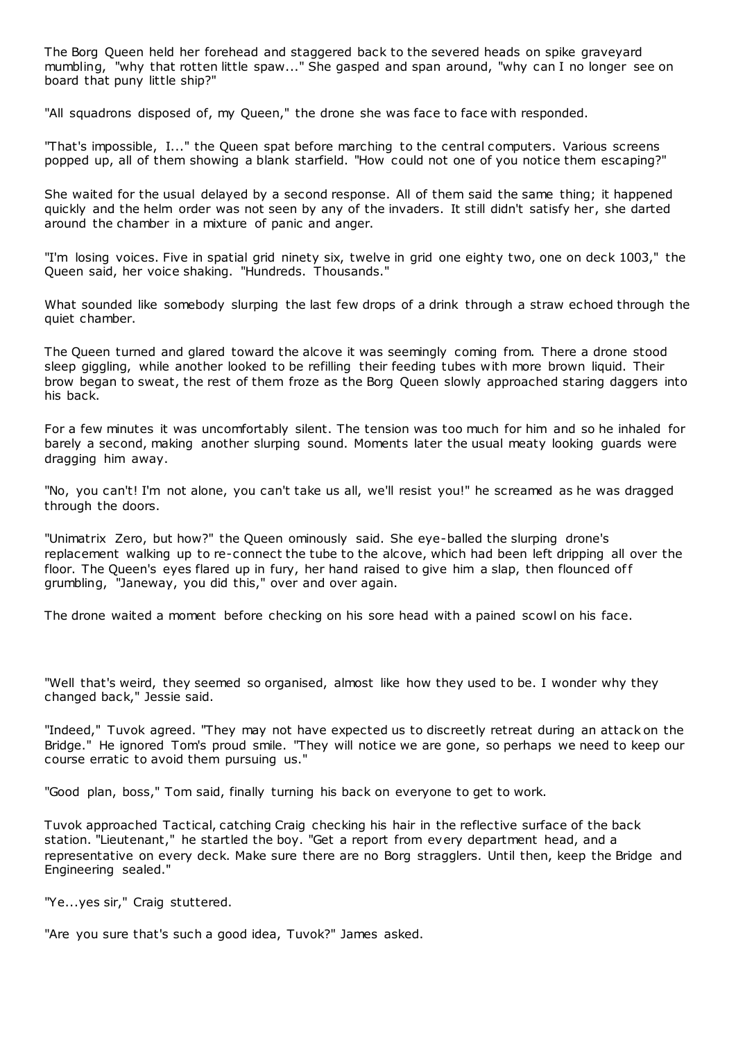The Borg Queen held her forehead and staggered back to the severed heads on spike graveyard mumbling, "why that rotten little spaw..." She gasped and span around, "why can I no longer see on board that puny little ship?"

"All squadrons disposed of, my Queen," the drone she was face to face with responded.

"That's impossible, I..." the Queen spat before marching to the central computers. Various screens popped up, all of them showing a blank starfield. "How could not one of you notice them escaping?"

She waited for the usual delayed by a second response. All of them said the same thing; it happened quickly and the helm order was not seen by any of the invaders. It still didn't satisfy her, she darted around the chamber in a mixture of panic and anger.

"I'm losing voices. Five in spatial grid ninety six, twelve in grid one eighty two, one on deck 1003," the Queen said, her voice shaking. "Hundreds. Thousands."

What sounded like somebody slurping the last few drops of a drink through a straw echoed through the quiet chamber.

The Queen turned and glared toward the alcove it was seemingly coming from. There a drone stood sleep giggling, while another looked to be refilling their feeding tubes with more brown liquid. Their brow began to sweat, the rest of them froze as the Borg Queen slowly approached staring daggers into his back.

For a few minutes it was uncomfortably silent. The tension was too much for him and so he inhaled for barely a second, making another slurping sound. Moments later the usual meaty looking guards were dragging him away.

"No, you can't! I'm not alone, you can't take us all, we'll resist you!" he screamed as he was dragged through the doors.

"Unimatrix Zero, but how?" the Queen ominously said. She eye-balled the slurping drone's replacement walking up to re-connect the tube to the alcove, which had been left dripping all over the floor. The Queen's eyes flared up in fury, her hand raised to give him a slap, then flounced off grumbling, "Janeway, you did this," over and over again.

The drone waited a moment before checking on his sore head with a pained scowl on his face.

"Well that's weird, they seemed so organised, almost like how they used to be. I wonder why they changed back," Jessie said.

"Indeed," Tuvok agreed. "They may not have expected us to discreetly retreat during an attack on the Bridge." He ignored Tom's proud smile. "They will notice we are gone, so perhaps we need to keep our course erratic to avoid them pursuing us."

"Good plan, boss," Tom said, finally turning his back on everyone to get to work.

Tuvok approached Tactical, catching Craig checking his hair in the reflective surface of the back station. "Lieutenant," he startled the boy. "Get a report from every department head, and a representative on every deck. Make sure there are no Borg stragglers. Until then, keep the Bridge and Engineering sealed."

"Ye...yes sir," Craig stuttered.

"Are you sure that's such a good idea, Tuvok?" James asked.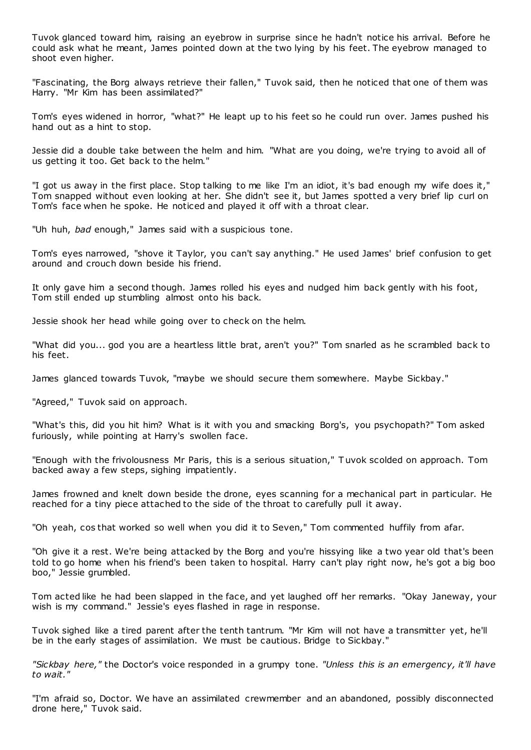Tuvok glanced toward him, raising an eyebrow in surprise since he hadn't notice his arrival. Before he could ask what he meant, James pointed down at the two lying by his feet. The eyebrow managed to shoot even higher.

"Fascinating, the Borg always retrieve their fallen," Tuvok said, then he noticed that one of them was Harry. "Mr Kim has been assimilated?"

Tom's eyes widened in horror, "what?" He leapt up to his feet so he could run over. James pushed his hand out as a hint to stop.

Jessie did a double take between the helm and him. "What are you doing, we're trying to avoid all of us getting it too. Get back to the helm."

"I got us away in the first place. Stop talking to me like I'm an idiot, it's bad enough my wife does it," Tom snapped without even looking at her. She didn't see it, but James spotted a very brief lip curl on Tom's face when he spoke. He noticed and played it off with a throat clear.

"Uh huh, *bad* enough," James said with a suspicious tone.

Tom's eyes narrowed, "shove it Taylor, you can't say anything." He used James' brief confusion to get around and crouch down beside his friend.

It only gave him a second though. James rolled his eyes and nudged him back gently with his foot, Tom still ended up stumbling almost onto his back.

Jessie shook her head while going over to check on the helm.

"What did you... god you are a heartless little brat, aren't you?" Tom snarled as he scrambled back to his feet.

James glanced towards Tuvok, "maybe we should secure them somewhere. Maybe Sickbay."

"Agreed," Tuvok said on approach.

"What's this, did you hit him? What is it with you and smacking Borg's, you psychopath?" Tom asked furiously, while pointing at Harry's swollen face.

"Enough with the frivolousness Mr Paris, this is a serious situation," Tuvok scolded on approach. Tom backed away a few steps, sighing impatiently.

James frowned and knelt down beside the drone, eyes scanning for a mechanical part in particular. He reached for a tiny piece attached to the side of the throat to carefully pull it away.

"Oh yeah, cos that worked so well when you did it to Seven," Tom commented huffily from afar.

"Oh give it a rest. We're being attacked by the Borg and you're hissying like a two year old that's been told to go home when his friend's been taken to hospital. Harry can't play right now, he's got a big boo boo," Jessie grumbled.

Tom acted like he had been slapped in the face, and yet laughed off her remarks. "Okay Janeway, your wish is my command." Jessie's eyes flashed in rage in response.

Tuvok sighed like a tired parent after the tenth tantrum. "Mr Kim will not have a transmitter yet, he'll be in the early stages of assimilation. We must be cautious. Bridge to Sickbay."

*"Sickbay here,"* the Doctor's voice responded in a grumpy tone. *"Unless this is an emergency, it'll have to wait."*

"I'm afraid so, Doctor. We have an assimilated crewmember and an abandoned, possibly disconnected drone here," Tuvok said.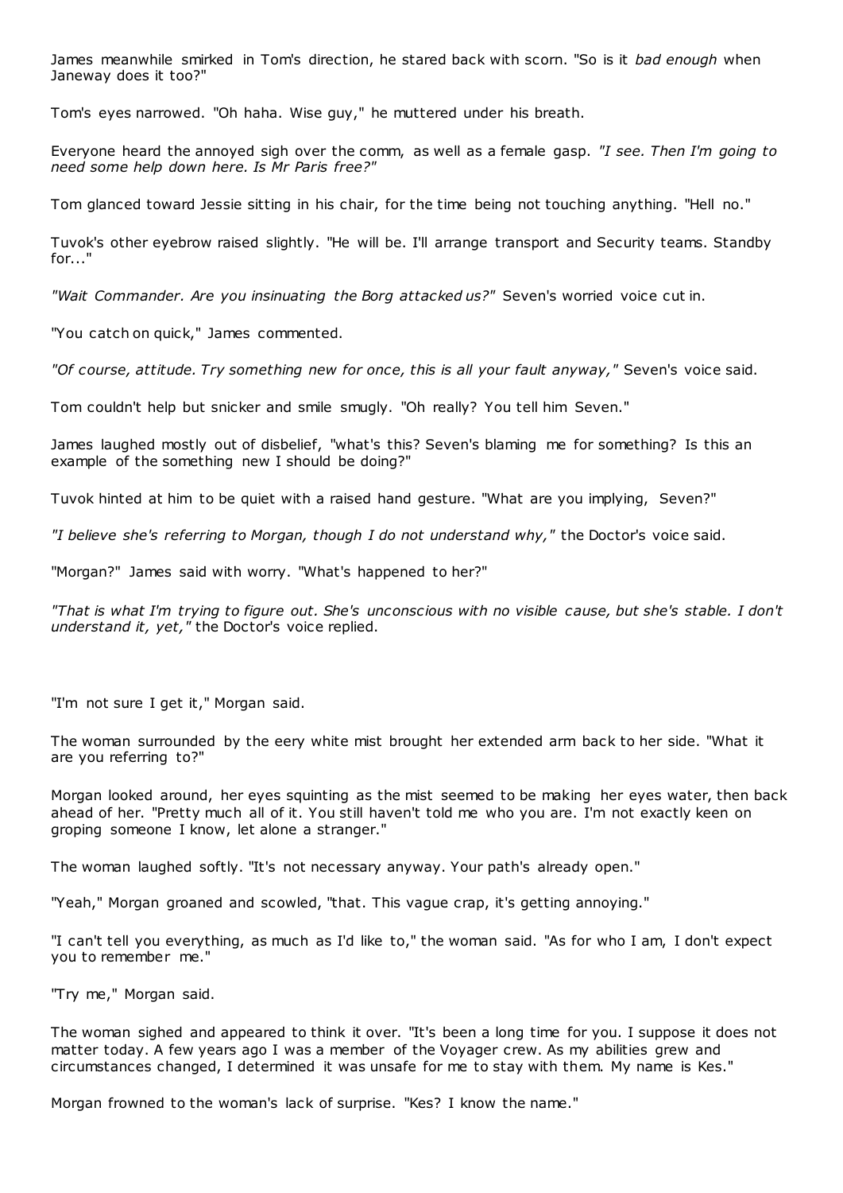James meanwhile smirked in Tom's direction, he stared back with scorn. "So is it *bad enough* when Janeway does it too?"

Tom's eyes narrowed. "Oh haha. Wise guy," he muttered under his breath.

Everyone heard the annoyed sigh over the comm, as well as a female gasp. *"I see. Then I'm going to need some help down here. Is Mr Paris free?"*

Tom glanced toward Jessie sitting in his chair, for the time being not touching anything. "Hell no."

Tuvok's other eyebrow raised slightly. "He will be. I'll arrange transport and Security teams. Standby for..."

*"Wait Commander. Are you insinuating the Borg attacked us?"* Seven's worried voice cut in.

"You catch on quick," James commented.

*"Of course, attitude. Try something new for once, this is all your fault anyway,"* Seven's voice said.

Tom couldn't help but snicker and smile smugly. "Oh really? You tell him Seven."

James laughed mostly out of disbelief, "what's this? Seven's blaming me for something? Is this an example of the something new I should be doing?"

Tuvok hinted at him to be quiet with a raised hand gesture. "What are you implying, Seven?"

*"I believe she's referring to Morgan, though I do not understand why,"* the Doctor's voice said.

"Morgan?" James said with worry. "What's happened to her?"

*"That is what I'm trying to figure out. She's unconscious with no visible cause, but she's stable. I don't understand it, yet,"* the Doctor's voice replied.

"I'm not sure I get it," Morgan said.

The woman surrounded by the eery white mist brought her extended arm back to her side. "What it are you referring to?"

Morgan looked around, her eyes squinting as the mist seemed to be making her eyes water, then back ahead of her. "Pretty much all of it. You still haven't told me who you are. I'm not exactly keen on groping someone I know, let alone a stranger."

The woman laughed softly. "It's not necessary anyway. Your path's already open."

"Yeah," Morgan groaned and scowled, "that. This vague crap, it's getting annoying."

"I can't tell you everything, as much as I'd like to," the woman said. "As for who I am, I don't expect you to remember me."

"Try me," Morgan said.

The woman sighed and appeared to think it over. "It's been a long time for you. I suppose it does not matter today. A few years ago I was a member of the Voyager crew. As my abilities grew and circumstances changed, I determined it was unsafe for me to stay with them. My name is Kes."

Morgan frowned to the woman's lack of surprise. "Kes? I know the name."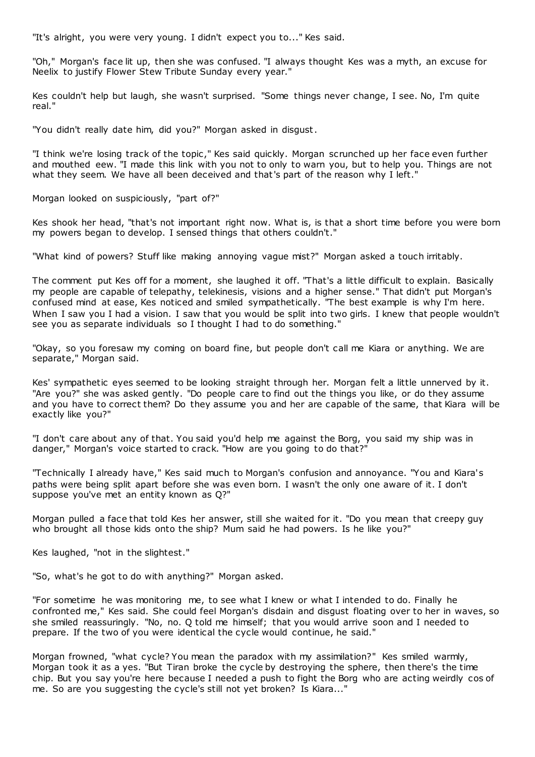"It's alright, you were very young. I didn't expect you to..." Kes said.

"Oh," Morgan's face lit up, then she was confused. "I always thought Kes was a myth, an excuse for Neelix to justify Flower Stew Tribute Sunday every year."

Kes couldn't help but laugh, she wasn't surprised. "Some things never change, I see. No, I'm quite real."

"You didn't really date him, did you?" Morgan asked in disgust.

"I think we're losing track of the topic," Kes said quickly. Morgan scrunched up her face even further and mouthed eew. "I made this link with you not to only to warn you, but to help you. Things are not what they seem. We have all been deceived and that's part of the reason why I left."

Morgan looked on suspiciously, "part of?"

Kes shook her head, "that's not important right now. What is, is that a short time before you were born my powers began to develop. I sensed things that others couldn't."

"What kind of powers? Stuff like making annoying vague mist?" Morgan asked a touch irritably.

The comment put Kes off for a moment, she laughed it off. "That's a little difficult to explain. Basically my people are capable of telepathy, telekinesis, visions and a higher sense." That didn't put Morgan's confused mind at ease, Kes noticed and smiled sympathetically. "The best example is why I'm here. When I saw you I had a vision. I saw that you would be split into two girls. I knew that people wouldn't see you as separate individuals so I thought I had to do something."

"Okay, so you foresaw my coming on board fine, but people don't call me Kiara or anything. We are separate," Morgan said.

Kes' sympathetic eyes seemed to be looking straight through her. Morgan felt a little unnerved by it. "Are you?" she was asked gently. "Do people care to find out the things you like, or do they assume and you have to correct them? Do they assume you and her are capable of the same, that Kiara will be exactly like you?"

"I don't care about any of that. You said you'd help me against the Borg, you said my ship was in danger," Morgan's voice started to crack. "How are you going to do that?"

"Technically I already have," Kes said much to Morgan's confusion and annoyance. "You and Kiara's paths were being split apart before she was even born. I wasn't the only one aware of it. I don't suppose you've met an entity known as Q?"

Morgan pulled a face that told Kes her answer, still she waited for it. "Do you mean that creepy guy who brought all those kids onto the ship? Mum said he had powers. Is he like you?"

Kes laughed, "not in the slightest."

"So, what's he got to do with anything?" Morgan asked.

"For sometime he was monitoring me, to see what I knew or what I intended to do. Finally he confronted me," Kes said. She could feel Morgan's disdain and disgust floating over to her in waves, so she smiled reassuringly. "No, no. Q told me himself; that you would arrive soon and I needed to prepare. If the two of you were identical the cycle would continue, he said."

Morgan frowned, "what cycle? You mean the paradox with my assimilation?" Kes smiled warmly, Morgan took it as a yes. "But Tiran broke the cycle by destroying the sphere, then there's the time chip. But you say you're here because I needed a push to fight the Borg who are acting weirdly cos of me. So are you suggesting the cycle's still not yet broken? Is Kiara..."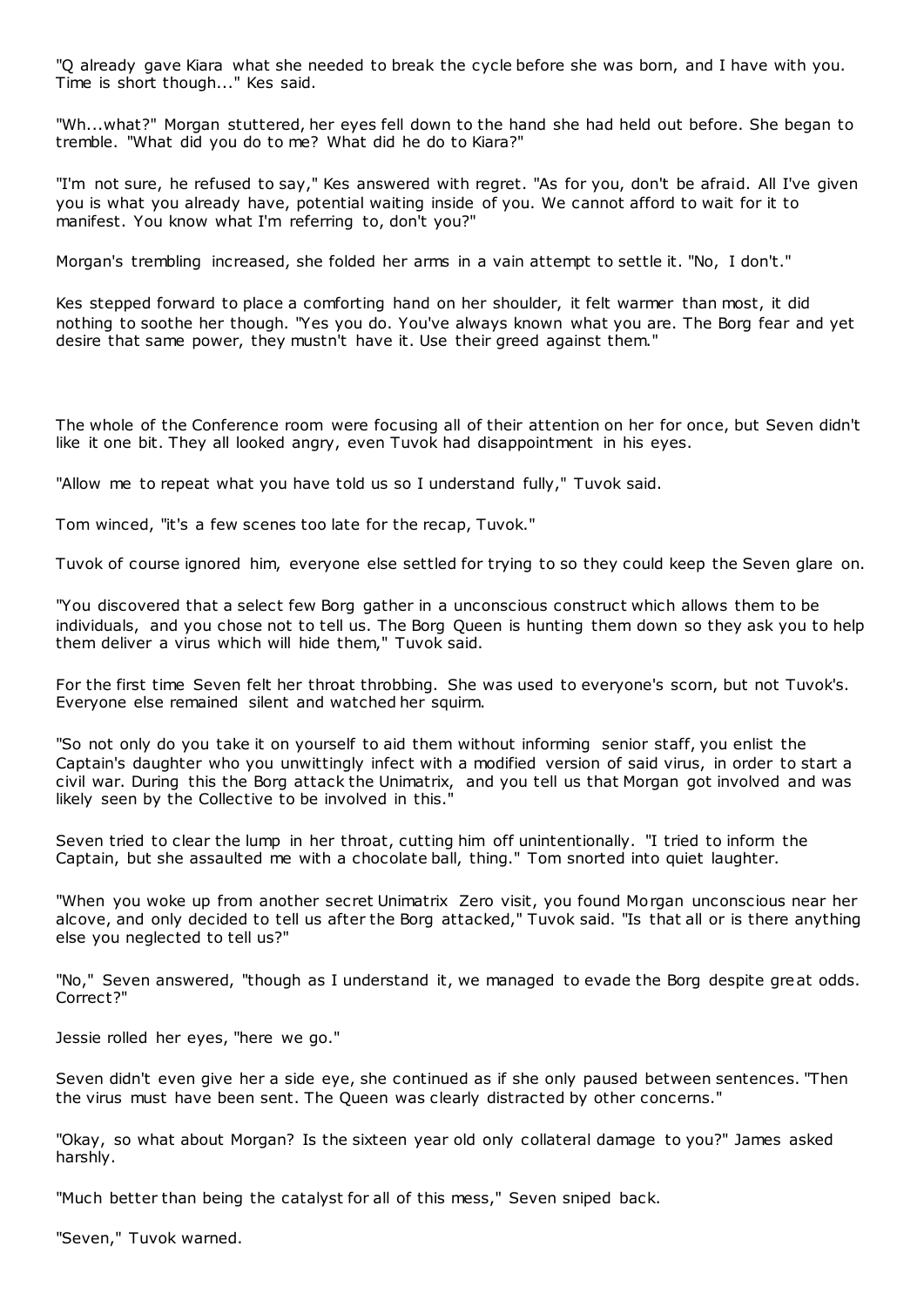"Q already gave Kiara what she needed to break the cycle before she was born, and I have with you. Time is short though..." Kes said.

"Wh...what?" Morgan stuttered, her eyes fell down to the hand she had held out before. She began to tremble. "What did you do to me? What did he do to Kiara?"

"I'm not sure, he refused to say," Kes answered with regret. "As for you, don't be afraid. All I've given you is what you already have, potential waiting inside of you. We cannot afford to wait for it to manifest. You know what I'm referring to, don't you?"

Morgan's trembling increased, she folded her arms in a vain attempt to settle it. "No, I don't."

Kes stepped forward to place a comforting hand on her shoulder, it felt warmer than most, it did nothing to soothe her though. "Yes you do. You've always known what you are. The Borg fear and yet desire that same power, they mustn't have it. Use their greed against them."

The whole of the Conference room were focusing all of their attention on her for once, but Seven didn't like it one bit. They all looked angry, even Tuvok had disappointment in his eyes.

"Allow me to repeat what you have told us so I understand fully," Tuvok said.

Tom winced, "it's a few scenes too late for the recap, Tuvok."

Tuvok of course ignored him, everyone else settled for trying to so they could keep the Seven glare on.

"You discovered that a select few Borg gather in a unconscious construct which allows them to be individuals, and you chose not to tell us. The Borg Queen is hunting them down so they ask you to help them deliver a virus which will hide them," Tuvok said.

For the first time Seven felt her throat throbbing. She was used to everyone's scorn, but not Tuvok's. Everyone else remained silent and watched her squirm.

"So not only do you take it on yourself to aid them without informing senior staff, you enlist the Captain's daughter who you unwittingly infect with a modified version of said virus, in order to start a civil war. During this the Borg attack the Unimatrix, and you tell us that Morgan got involved and was likely seen by the Collective to be involved in this."

Seven tried to clear the lump in her throat, cutting him off unintentionally. "I tried to inform the Captain, but she assaulted me with a chocolate ball, thing." Tom snorted into quiet laughter.

"When you woke up from another secret Unimatrix Zero visit, you found Morgan unconscious near her alcove, and only decided to tell us after the Borg attacked," Tuvok said. "Is that all or is there anything else you neglected to tell us?"

"No," Seven answered, "though as I understand it, we managed to evade the Borg despite great odds. Correct?"

Jessie rolled her eyes, "here we go."

Seven didn't even give her a side eye, she continued as if she only paused between sentences. "Then the virus must have been sent. The Queen was clearly distracted by other concerns."

"Okay, so what about Morgan? Is the sixteen year old only collateral damage to you?" James asked harshly.

"Much better than being the catalyst for all of this mess," Seven sniped back.

"Seven," Tuvok warned.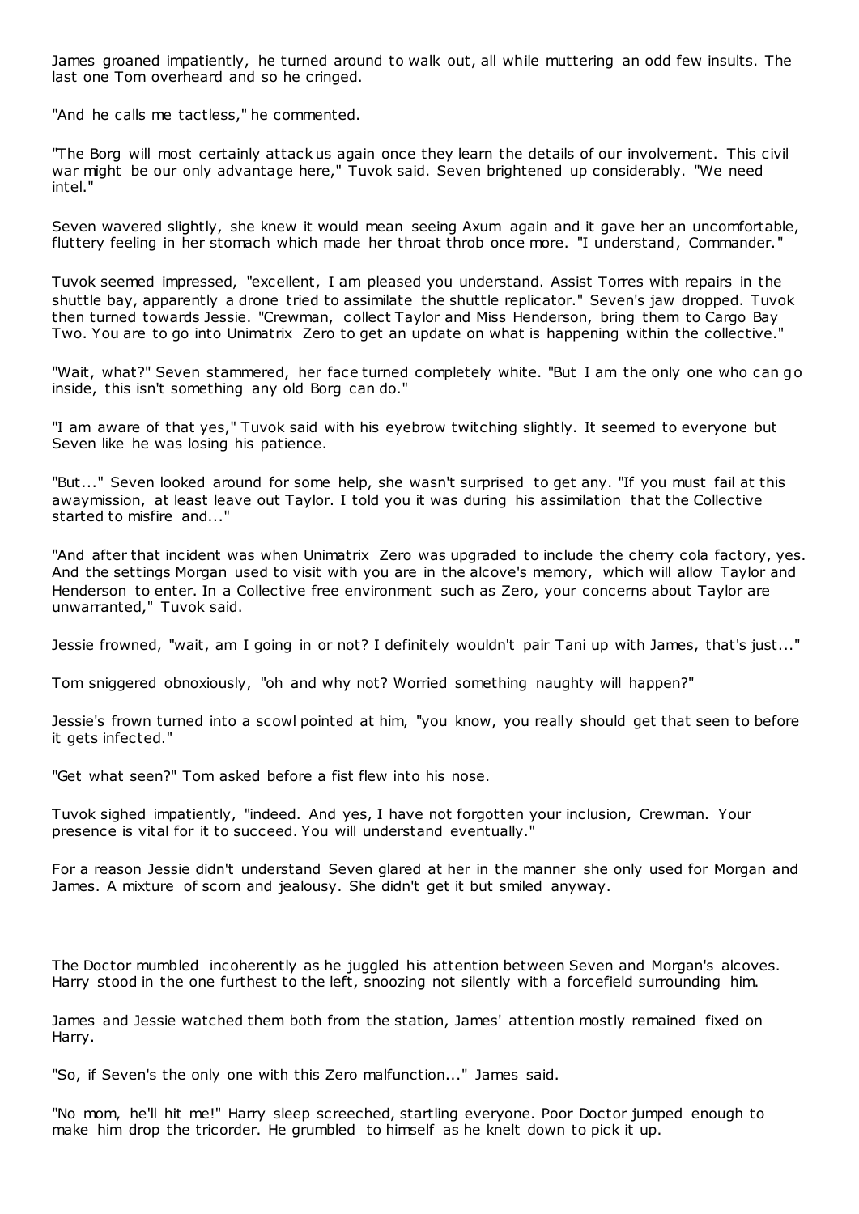James groaned impatiently, he turned around to walk out, all while muttering an odd few insults. The last one Tom overheard and so he cringed.

"And he calls me tactless," he commented.

"The Borg will most certainly attack us again once they learn the details of our involvement. This civil war might be our only advantage here," Tuvok said. Seven brightened up considerably. "We need intel."

Seven wavered slightly, she knew it would mean seeing Axum again and it gave her an uncomfortable, fluttery feeling in her stomach which made her throat throb once more. "I understand, Commander."

Tuvok seemed impressed, "excellent, I am pleased you understand. Assist Torres with repairs in the shuttle bay, apparently a drone tried to assimilate the shuttle replicator." Seven's jaw dropped. Tuvok then turned towards Jessie. "Crewman, collect Taylor and Miss Henderson, bring them to Cargo Bay Two. You are to go into Unimatrix Zero to get an update on what is happening within the collective."

"Wait, what?" Seven stammered, her face turned completely white. "But I am the only one who can go inside, this isn't something any old Borg can do."

"I am aware of that yes," Tuvok said with his eyebrow twitching slightly. It seemed to everyone but Seven like he was losing his patience.

"But..." Seven looked around for some help, she wasn't surprised to get any. "If you must fail at this awaymission, at least leave out Taylor. I told you it was during his assimilation that the Collective started to misfire and..."

"And after that incident was when Unimatrix Zero was upgraded to include the cherry cola factory, yes. And the settings Morgan used to visit with you are in the alcove's memory, which will allow Taylor and Henderson to enter. In a Collective free environment such as Zero, your concerns about Taylor are unwarranted," Tuvok said.

Jessie frowned, "wait, am I going in or not? I definitely wouldn't pair Tani up with James, that's just..."

Tom sniggered obnoxiously, "oh and why not? Worried something naughty will happen?"

Jessie's frown turned into a scowl pointed at him, "you know, you really should get that seen to before it gets infected."

"Get what seen?" Tom asked before a fist flew into his nose.

Tuvok sighed impatiently, "indeed. And yes, I have not forgotten your inclusion, Crewman. Your presence is vital for it to succeed. You will understand eventually."

For a reason Jessie didn't understand Seven glared at her in the manner she only used for Morgan and James. A mixture of scorn and jealousy. She didn't get it but smiled anyway.

The Doctor mumbled incoherently as he juggled his attention between Seven and Morgan's alcoves. Harry stood in the one furthest to the left, snoozing not silently with a forcefield surrounding him.

James and Jessie watched them both from the station, James' attention mostly remained fixed on Harry.

"So, if Seven's the only one with this Zero malfunction..." James said.

"No mom, he'll hit me!" Harry sleep screeched, startling everyone. Poor Doctor jumped enough to make him drop the tricorder. He grumbled to himself as he knelt down to pick it up.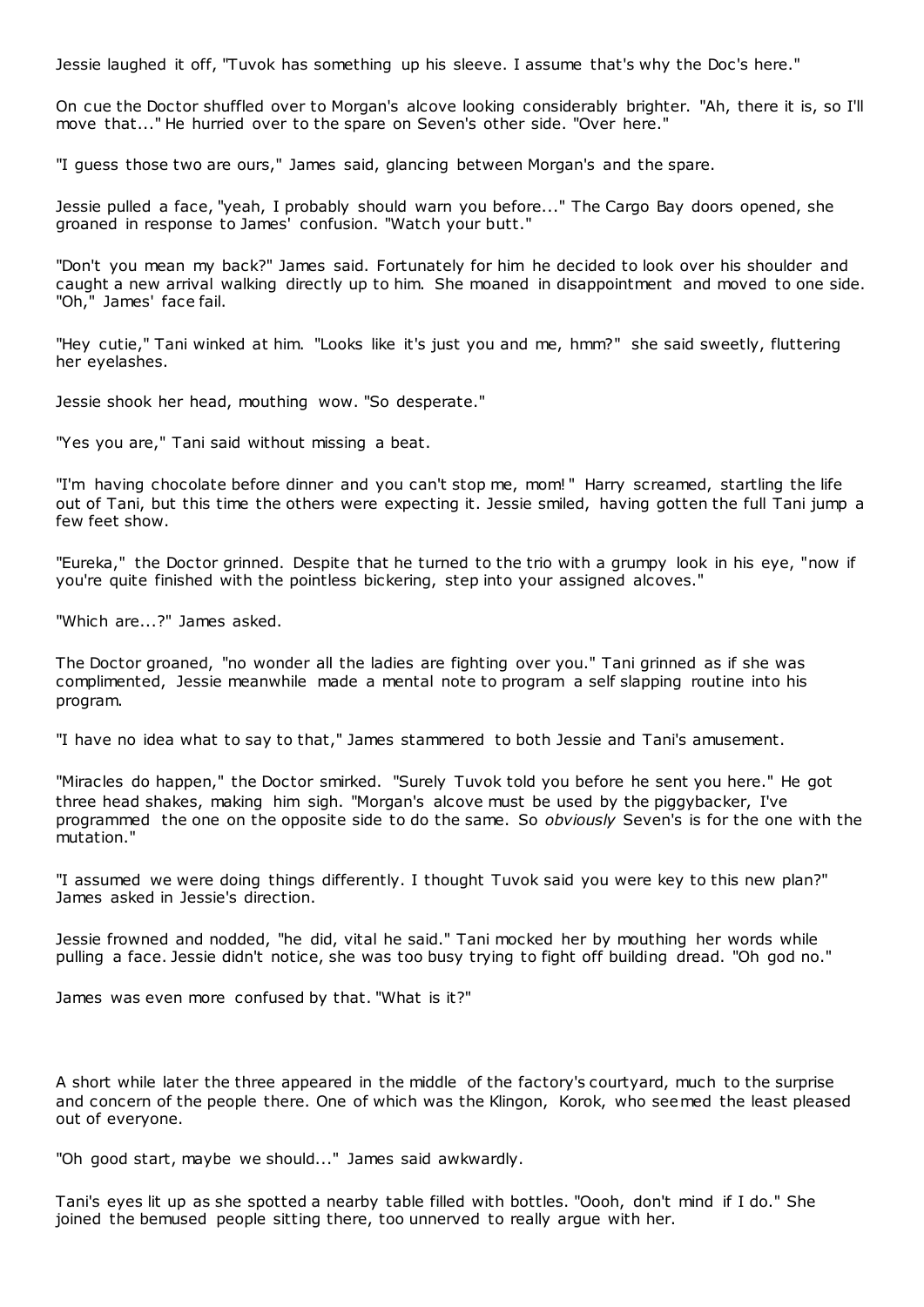Jessie laughed it off, "Tuvok has something up his sleeve. I assume that's why the Doc's here."

On cue the Doctor shuffled over to Morgan's alcove looking considerably brighter. "Ah, there it is, so I'll move that..." He hurried over to the spare on Seven's other side. "Over here."

"I guess those two are ours," James said, glancing between Morgan's and the spare.

Jessie pulled a face, "yeah, I probably should warn you before..." The Cargo Bay doors opened, she groaned in response to James' confusion. "Watch your butt."

"Don't you mean my back?" James said. Fortunately for him he decided to look over his shoulder and caught a new arrival walking directly up to him. She moaned in disappointment and moved to one side. "Oh," James' face fail.

"Hey cutie," Tani winked at him. "Looks like it's just you and me, hmm?" she said sweetly, fluttering her eyelashes.

Jessie shook her head, mouthing wow. "So desperate."

"Yes you are," Tani said without missing a beat.

"I'm having chocolate before dinner and you can't stop me, mom!" Harry screamed, startling the life out of Tani, but this time the others were expecting it. Jessie smiled, having gotten the full Tani jump a few feet show.

"Eureka," the Doctor grinned. Despite that he turned to the trio with a grumpy look in his eye, "now if you're quite finished with the pointless bickering, step into your assigned alcoves."

"Which are...?" James asked.

The Doctor groaned, "no wonder all the ladies are fighting over you." Tani grinned as if she was complimented, Jessie meanwhile made a mental note to program a self slapping routine into his program.

"I have no idea what to say to that," James stammered to both Jessie and Tani's amusement.

"Miracles do happen," the Doctor smirked. "Surely Tuvok told you before he sent you here." He got three head shakes, making him sigh. "Morgan's alcove must be used by the piggybacker, I've programmed the one on the opposite side to do the same. So *obviously* Seven's is for the one with the mutation."

"I assumed we were doing things differently. I thought Tuvok said you were key to this new plan?" James asked in Jessie's direction.

Jessie frowned and nodded, "he did, vital he said." Tani mocked her by mouthing her words while pulling a face. Jessie didn't notice, she was too busy trying to fight off building dread. "Oh god no."

James was even more confused by that. "What is it?"

A short while later the three appeared in the middle of the factory's courtyard, much to the surprise and concern of the people there. One of which was the Klingon, Korok, who seemed the least pleased out of everyone.

"Oh good start, maybe we should..." James said awkwardly.

Tani's eyes lit up as she spotted a nearby table filled with bottles. "Oooh, don't mind if I do." She joined the bemused people sitting there, too unnerved to really argue with her.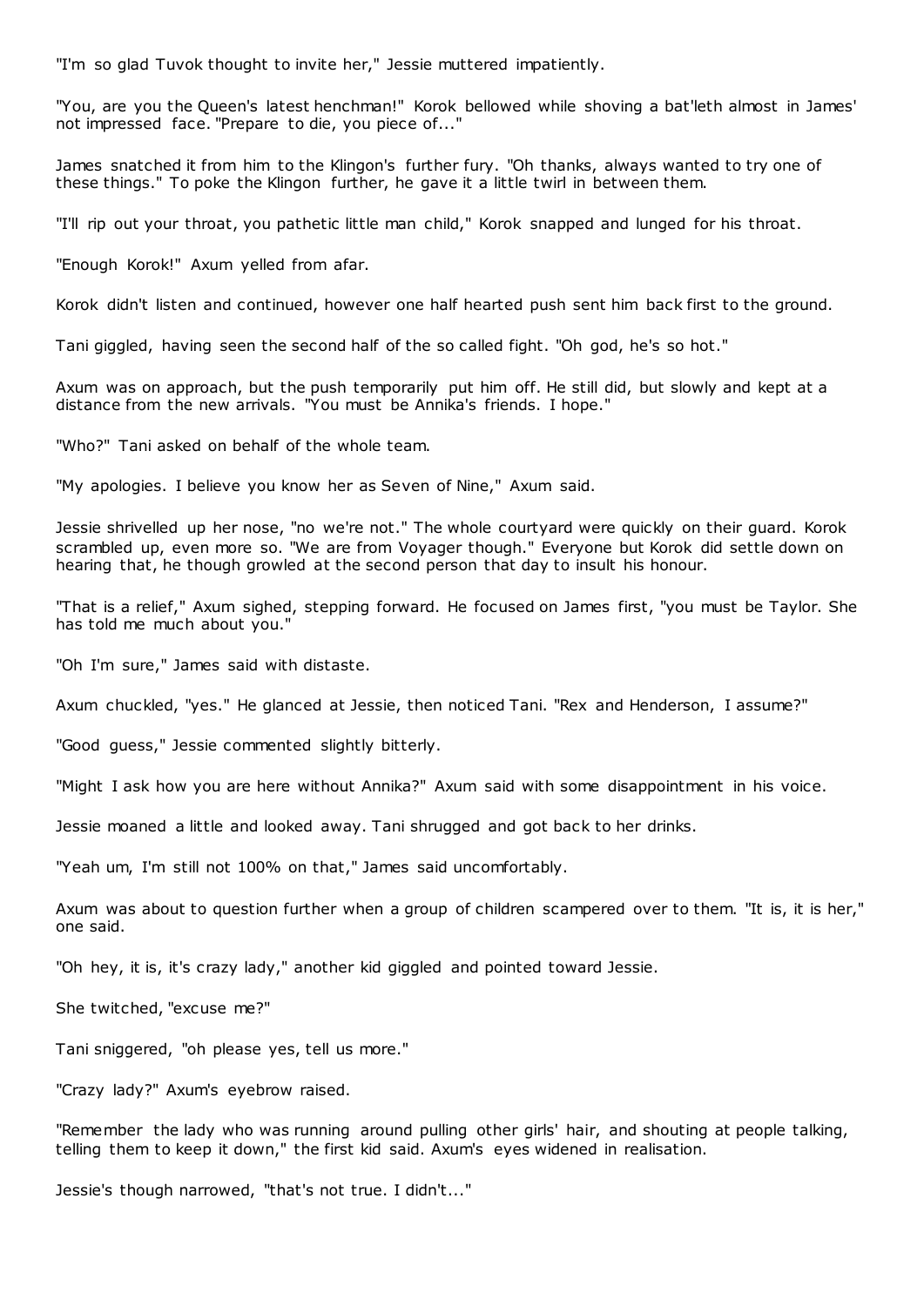"I'm so glad Tuvok thought to invite her," Jessie muttered impatiently.

"You, are you the Queen's latest henchman!" Korok bellowed while shoving a bat'leth almost in James' not impressed face. "Prepare to die, you piece of..."

James snatched it from him to the Klingon's further fury. "Oh thanks, always wanted to try one of these things." To poke the Klingon further, he gave it a little twirl in between them.

"I'll rip out your throat, you pathetic little man child," Korok snapped and lunged for his throat.

"Enough Korok!" Axum yelled from afar.

Korok didn't listen and continued, however one half hearted push sent him back first to the ground.

Tani giggled, having seen the second half of the so called fight. "Oh god, he's so hot."

Axum was on approach, but the push temporarily put him off. He still did, but slowly and kept at a distance from the new arrivals. "You must be Annika's friends. I hope."

"Who?" Tani asked on behalf of the whole team.

"My apologies. I believe you know her as Seven of Nine," Axum said.

Jessie shrivelled up her nose, "no we're not." The whole courtyard were quickly on their guard. Korok scrambled up, even more so. "We are from Voyager though." Everyone but Korok did settle down on hearing that, he though growled at the second person that day to insult his honour.

"That is a relief," Axum sighed, stepping forward. He focused on James first, "you must be Taylor. She has told me much about you."

"Oh I'm sure," James said with distaste.

Axum chuckled, "yes." He glanced at Jessie, then noticed Tani. "Rex and Henderson, I assume?"

"Good guess," Jessie commented slightly bitterly.

"Might I ask how you are here without Annika?" Axum said with some disappointment in his voice.

Jessie moaned a little and looked away. Tani shrugged and got back to her drinks.

"Yeah um, I'm still not 100% on that," James said uncomfortably.

Axum was about to question further when a group of children scampered over to them. "It is, it is her," one said.

"Oh hey, it is, it's crazy lady," another kid giggled and pointed toward Jessie.

She twitched, "excuse me?"

Tani sniggered, "oh please yes, tell us more."

"Crazy lady?" Axum's eyebrow raised.

"Remember the lady who was running around pulling other girls' hair, and shouting at people talking, telling them to keep it down," the first kid said. Axum's eyes widened in realisation.

Jessie's though narrowed, "that's not true. I didn't..."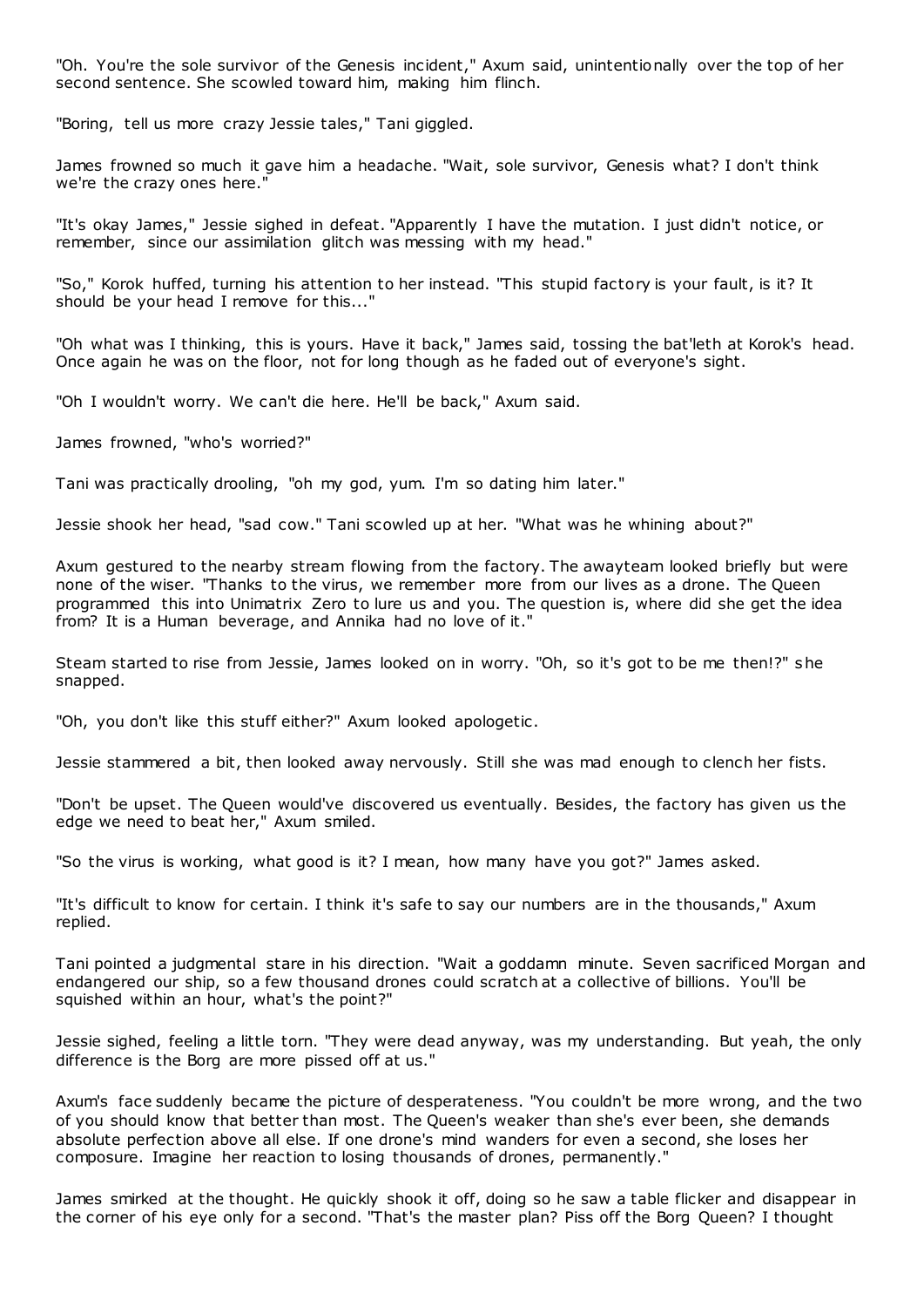"Oh. You're the sole survivor of the Genesis incident," Axum said, unintentionally over the top of her second sentence. She scowled toward him, making him flinch.

"Boring, tell us more crazy Jessie tales," Tani giggled.

James frowned so much it gave him a headache. "Wait, sole survivor, Genesis what? I don't think we're the crazy ones here."

"It's okay James," Jessie sighed in defeat. "Apparently I have the mutation. I just didn't notice, or remember, since our assimilation glitch was messing with my head."

"So," Korok huffed, turning his attention to her instead. "This stupid factory is your fault, is it? It should be your head I remove for this..."

"Oh what was I thinking, this is yours. Have it back," James said, tossing the bat'leth at Korok's head. Once again he was on the floor, not for long though as he faded out of everyone's sight.

"Oh I wouldn't worry. We can't die here. He'll be back," Axum said.

James frowned, "who's worried?"

Tani was practically drooling, "oh my god, yum. I'm so dating him later."

Jessie shook her head, "sad cow." Tani scowled up at her. "What was he whining about?"

Axum gestured to the nearby stream flowing from the factory. The awayteam looked briefly but were none of the wiser. "Thanks to the virus, we remember more from our lives as a drone. The Queen programmed this into Unimatrix Zero to lure us and you. The question is, where did she get the idea from? It is a Human beverage, and Annika had no love of it."

Steam started to rise from Jessie, James looked on in worry. "Oh, so it's got to be me then!?" she snapped.

"Oh, you don't like this stuff either?" Axum looked apologetic.

Jessie stammered a bit, then looked away nervously. Still she was mad enough to clench her fists.

"Don't be upset. The Queen would've discovered us eventually. Besides, the factory has given us the edge we need to beat her," Axum smiled.

"So the virus is working, what good is it? I mean, how many have you got?" James asked.

"It's difficult to know for certain. I think it's safe to say our numbers are in the thousands," Axum replied.

Tani pointed a judgmental stare in his direction. "Wait a goddamn minute. Seven sacrificed Morgan and endangered our ship, so a few thousand drones could scratch at a collective of billions. You'll be squished within an hour, what's the point?"

Jessie sighed, feeling a little torn. "They were dead anyway, was my understanding. But yeah, the only difference is the Borg are more pissed off at us."

Axum's face suddenly became the picture of desperateness. "You couldn't be more wrong, and the two of you should know that better than most. The Queen's weaker than she's ever been, she demands absolute perfection above all else. If one drone's mind wanders for even a second, she loses her composure. Imagine her reaction to losing thousands of drones, permanently."

James smirked at the thought. He quickly shook it off, doing so he saw a table flicker and disappear in the corner of his eye only for a second. "That's the master plan? Piss off the Borg Queen? I thought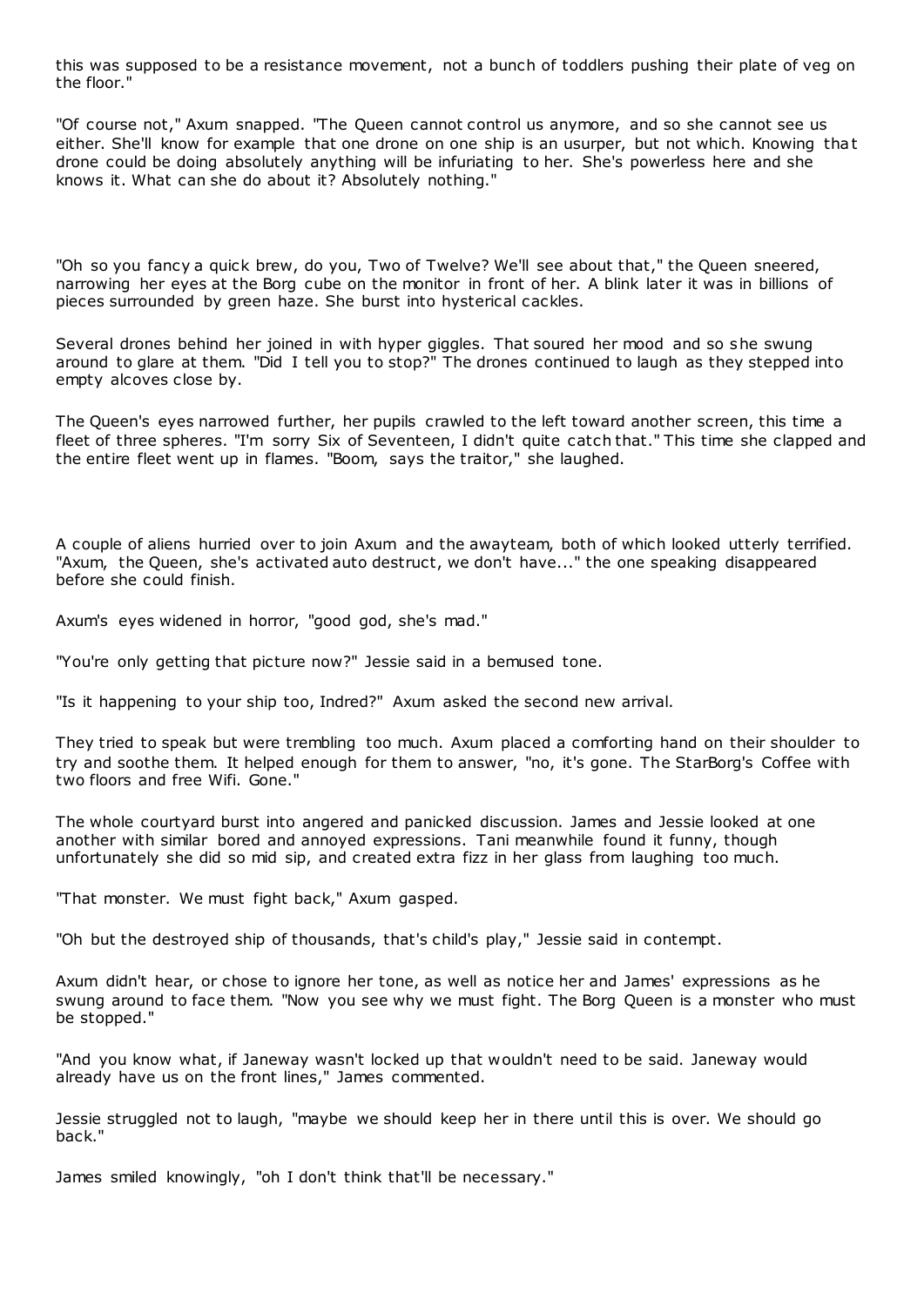this was supposed to be a resistance movement, not a bunch of toddlers pushing their plate of veg on the floor."

"Of course not," Axum snapped. "The Queen cannot control us anymore, and so she cannot see us either. She'll know for example that one drone on one ship is an usurper, but not which. Knowing that drone could be doing absolutely anything will be infuriating to her. She's powerless here and she knows it. What can she do about it? Absolutely nothing."

"Oh so you fancy a quick brew, do you, Two of Twelve? We'll see about that," the Queen sneered, narrowing her eyes at the Borg cube on the monitor in front of her. A blink later it was in billions of pieces surrounded by green haze. She burst into hysterical cackles.

Several drones behind her joined in with hyper giggles. That soured her mood and so she swung around to glare at them. "Did I tell you to stop?" The drones continued to laugh as they stepped into empty alcoves close by.

The Queen's eyes narrowed further, her pupils crawled to the left toward another screen, this time a fleet of three spheres. "I'm sorry Six of Seventeen, I didn't quite catch that." This time she clapped and the entire fleet went up in flames. "Boom, says the traitor," she laughed.

A couple of aliens hurried over to join Axum and the awayteam, both of which looked utterly terrified. "Axum, the Queen, she's activated auto destruct, we don't have..." the one speaking disappeared before she could finish.

Axum's eyes widened in horror, "good god, she's mad."

"You're only getting that picture now?" Jessie said in a bemused tone.

"Is it happening to your ship too, Indred?" Axum asked the second new arrival.

They tried to speak but were trembling too much. Axum placed a comforting hand on their shoulder to try and soothe them. It helped enough for them to answer, "no, it's gone. The StarBorg's Coffee with two floors and free Wifi. Gone."

The whole courtyard burst into angered and panicked discussion. James and Jessie looked at one another with similar bored and annoyed expressions. Tani meanwhile found it funny, though unfortunately she did so mid sip, and created extra fizz in her glass from laughing too much.

"That monster. We must fight back," Axum gasped.

"Oh but the destroyed ship of thousands, that's child's play," Jessie said in contempt.

Axum didn't hear, or chose to ignore her tone, as well as notice her and James' expressions as he swung around to face them. "Now you see why we must fight. The Borg Queen is a monster who must be stopped."

"And you know what, if Janeway wasn't locked up that wouldn't need to be said. Janeway would already have us on the front lines," James commented.

Jessie struggled not to laugh, "maybe we should keep her in there until this is over. We should go back."

James smiled knowingly, "oh I don't think that'll be necessary."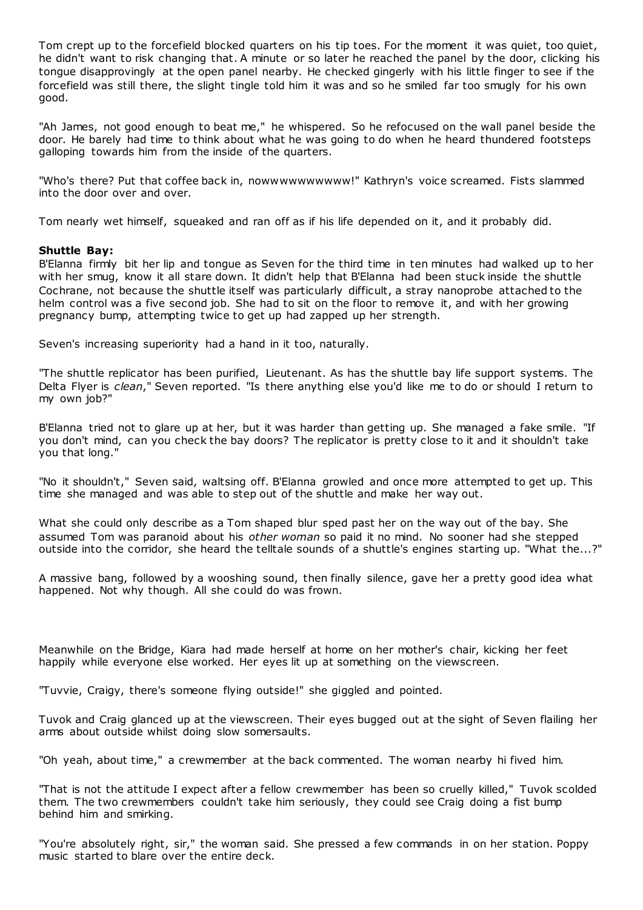Tom crept up to the forcefield blocked quarters on his tip toes. For the moment it was quiet, too quiet, he didn't want to risk changing that. A minute or so later he reached the panel by the door, clicking his tongue disapprovingly at the open panel nearby. He checked gingerly with his little finger to see if the forcefield was still there, the slight tingle told him it was and so he smiled far too smugly for his own good.

"Ah James, not good enough to beat me," he whispered. So he refocused on the wall panel beside the door. He barely had time to think about what he was going to do when he heard thundered footsteps galloping towards him from the inside of the quarters.

"Who's there? Put that coffee back in, nowwwwwwwwww!" Kathryn's voice screamed. Fists slammed into the door over and over.

Tom nearly wet himself, squeaked and ran off as if his life depended on it, and it probably did.

**Shuttle Bay:**

B'Elanna firmly bit her lip and tongue as Seven for the third time in ten minutes had walked up to her with her smug, know it all stare down. It didn't help that B'Elanna had been stuck inside the shuttle Cochrane, not because the shuttle itself was particularly difficult, a stray nanoprobe attached to the helm control was a five second job. She had to sit on the floor to remove it, and with her growing pregnancy bump, attempting twice to get up had zapped up her strength.

Seven's increasing superiority had a hand in it too, naturally.

"The shuttle replicator has been purified, Lieutenant. As has the shuttle bay life support systems. The Delta Flyer is *clean*," Seven reported. "Is there anything else you'd like me to do or should I return to my own job?"

B'Elanna tried not to glare up at her, but it was harder than getting up. She managed a fake smile. "If you don't mind, can you check the bay doors? The replicator is pretty close to it and it shouldn't take you that long."

"No it shouldn't," Seven said, waltsing off. B'Elanna growled and once more attempted to get up. This time she managed and was able to step out of the shuttle and make her way out.

What she could only describe as a Tom shaped blur sped past her on the way out of the bay. She assumed Tom was paranoid about his *other woman* so paid it no mind. No sooner had she stepped outside into the corridor, she heard the telltale sounds of a shuttle's engines starting up. "What the...?"

A massive bang, followed by a wooshing sound, then finally silence, gave her a pretty good idea what happened. Not why though. All she could do was frown.

Meanwhile on the Bridge, Kiara had made herself at home on her mother's chair, kicking her feet happily while everyone else worked. Her eyes lit up at something on the viewscreen.

"Tuvvie, Craigy, there's someone flying outside!" she giggled and pointed.

Tuvok and Craig glanced up at the viewscreen. Their eyes bugged out at the sight of Seven flailing her arms about outside whilst doing slow somersaults.

"Oh yeah, about time," a crewmember at the back commented. The woman nearby hi fived him.

"That is not the attitude I expect after a fellow crewmember has been so cruelly killed," Tuvok scolded them. The two crewmembers couldn't take him seriously, they could see Craig doing a fist bump behind him and smirking.

"You're absolutely right, sir," the woman said. She pressed a few commands in on her station. Poppy music started to blare over the entire deck.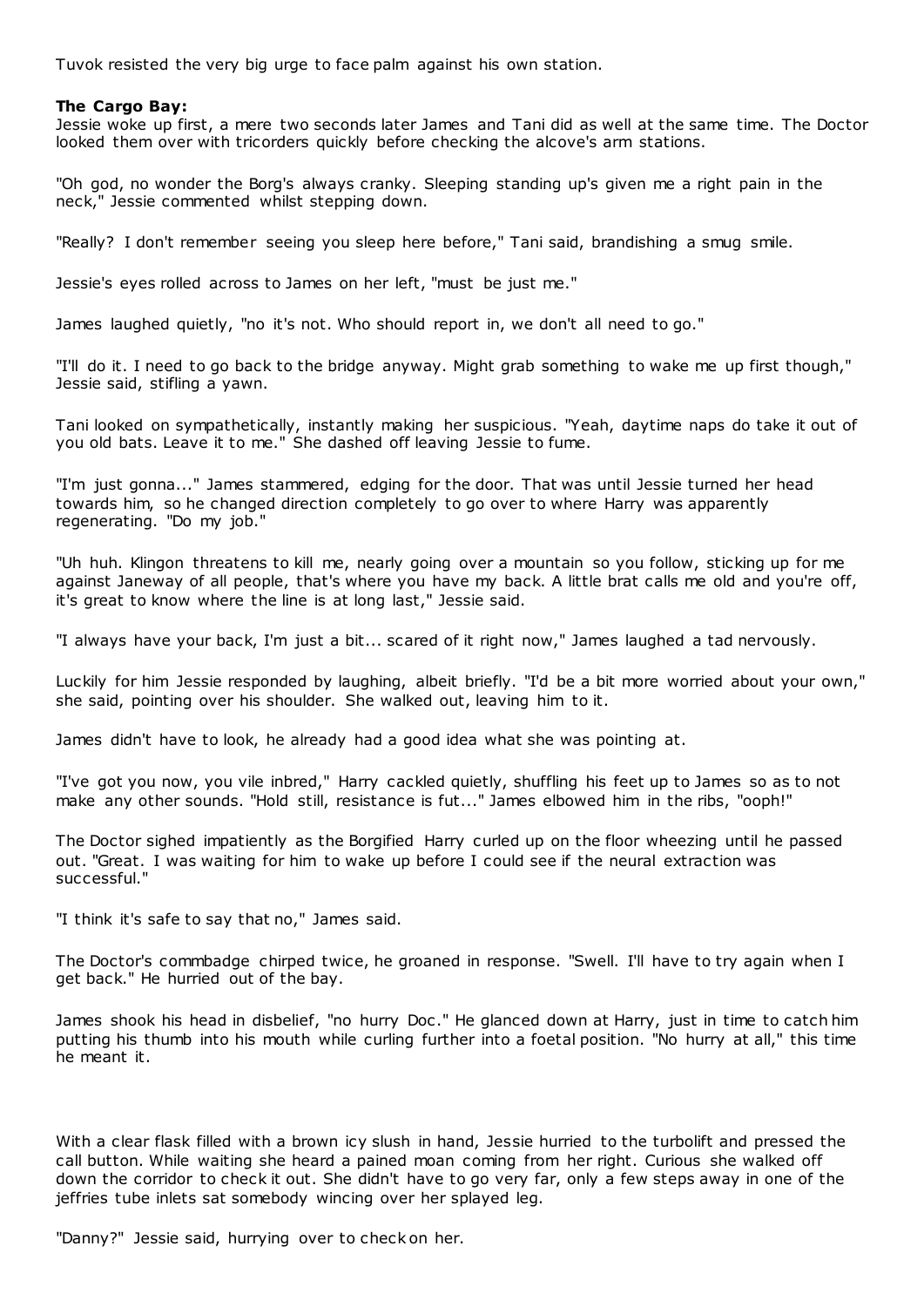Tuvok resisted the very big urge to face palm against his own station.

**The Cargo Bay:**

Jessie woke up first, a mere two seconds later James and Tani did as well at the same time. The Doctor looked them over with tricorders quickly before checking the alcove's arm stations.

"Oh god, no wonder the Borg's always cranky. Sleeping standing up's given me a right pain in the neck," Jessie commented whilst stepping down.

"Really? I don't remember seeing you sleep here before," Tani said, brandishing a smug smile.

Jessie's eyes rolled across to James on her left, "must be just me."

James laughed quietly, "no it's not. Who should report in, we don't all need to go."

"I'll do it. I need to go back to the bridge anyway. Might grab something to wake me up first though," Jessie said, stifling a yawn.

Tani looked on sympathetically, instantly making her suspicious. "Yeah, daytime naps do take it out of you old bats. Leave it to me." She dashed off leaving Jessie to fume.

"I'm just gonna..." James stammered, edging for the door. That was until Jessie turned her head towards him, so he changed direction completely to go over to where Harry was apparently regenerating. "Do my job."

"Uh huh. Klingon threatens to kill me, nearly going over a mountain so you follow, sticking up for me against Janeway of all people, that's where you have my back. A little brat calls me old and you're off, it's great to know where the line is at long last," Jessie said.

"I always have your back, I'm just a bit... scared of it right now," James laughed a tad nervously.

Luckily for him Jessie responded by laughing, albeit briefly. "I'd be a bit more worried about your own," she said, pointing over his shoulder. She walked out, leaving him to it.

James didn't have to look, he already had a good idea what she was pointing at.

"I've got you now, you vile inbred," Harry cackled quietly, shuffling his feet up to James so as to not make any other sounds. "Hold still, resistance is fut..." James elbowed him in the ribs, "ooph!"

The Doctor sighed impatiently as the Borgified Harry curled up on the floor wheezing until he passed out. "Great. I was waiting for him to wake up before I could see if the neural extraction was successful."

"I think it's safe to say that no," James said.

The Doctor's commbadge chirped twice, he groaned in response. "Swell. I'll have to try again when I get back." He hurried out of the bay.

James shook his head in disbelief, "no hurry Doc." He glanced down at Harry, just in time to catch him putting his thumb into his mouth while curling further into a foetal position. "No hurry at all," this time he meant it.

With a clear flask filled with a brown icy slush in hand, Jessie hurried to the turbolift and pressed the call button. While waiting she heard a pained moan coming from her right. Curious she walked off down the corridor to check it out. She didn't have to go very far, only a few steps away in one of the jeffries tube inlets sat somebody wincing over her splayed leg.

"Danny?" Jessie said, hurrying over to check on her.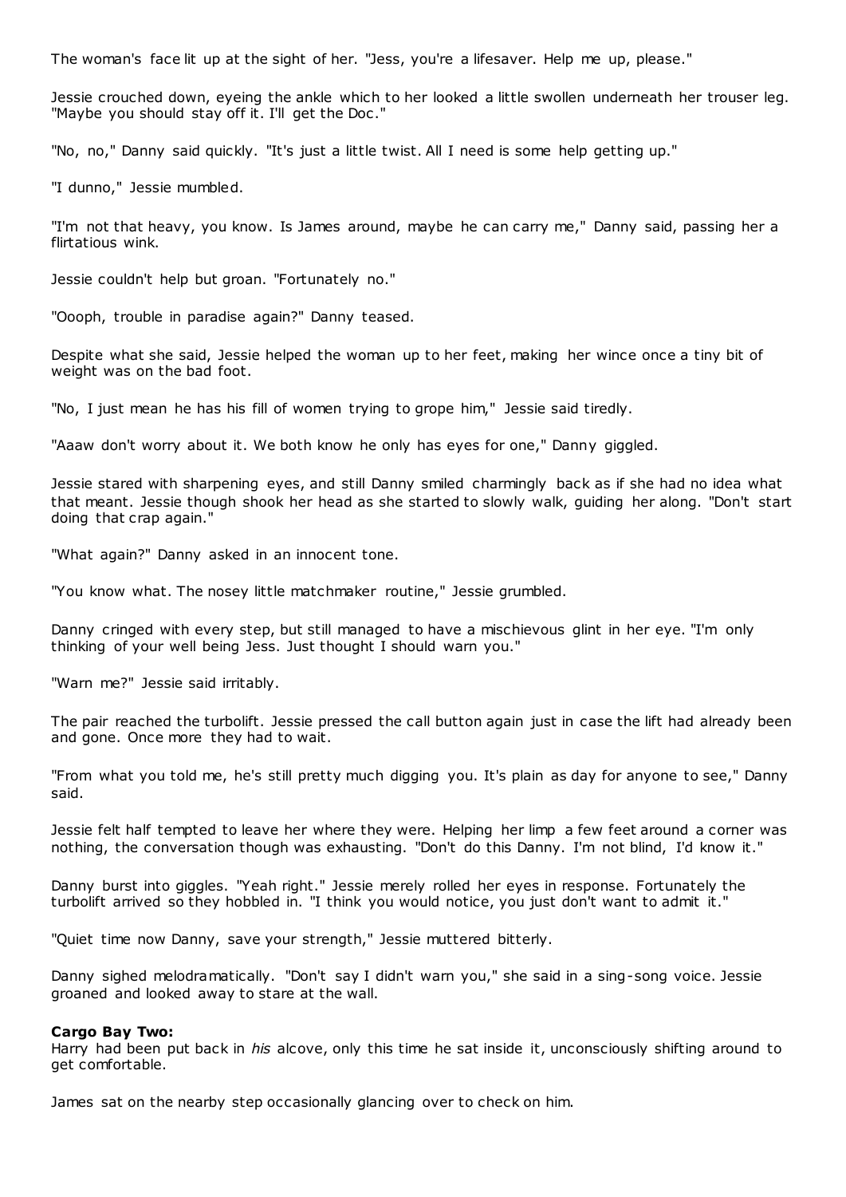The woman's face lit up at the sight of her. "Jess, you're a lifesaver. Help me up, please."

Jessie crouched down, eyeing the ankle which to her looked a little swollen underneath her trouser leg. "Maybe you should stay off it. I'll get the Doc."

"No, no," Danny said quickly. "It's just a little twist. All I need is some help getting up."

"I dunno," Jessie mumbled.

"I'm not that heavy, you know. Is James around, maybe he can carry me," Danny said, passing her a flirtatious wink.

Jessie couldn't help but groan. "Fortunately no."

"Oooph, trouble in paradise again?" Danny teased.

Despite what she said, Jessie helped the woman up to her feet, making her wince once a tiny bit of weight was on the bad foot.

"No, I just mean he has his fill of women trying to grope him," Jessie said tiredly.

"Aaaw don't worry about it. We both know he only has eyes for one," Danny giggled.

Jessie stared with sharpening eyes, and still Danny smiled charmingly back as if she had no idea what that meant. Jessie though shook her head as she started to slowly walk, guiding her along. "Don't start doing that crap again."

"What again?" Danny asked in an innocent tone.

"You know what. The nosey little matchmaker routine," Jessie grumbled.

Danny cringed with every step, but still managed to have a mischievous glint in her eye. "I'm only thinking of your well being Jess. Just thought I should warn you."

"Warn me?" Jessie said irritably.

The pair reached the turbolift. Jessie pressed the call button again just in case the lift had already been and gone. Once more they had to wait.

"From what you told me, he's still pretty much digging you. It's plain as day for anyone to see," Danny said.

Jessie felt half tempted to leave her where they were. Helping her limp a few feet around a corner was nothing, the conversation though was exhausting. "Don't do this Danny. I'm not blind, I'd know it."

Danny burst into giggles. "Yeah right." Jessie merely rolled her eyes in response. Fortunately the turbolift arrived so they hobbled in. "I think you would notice, you just don't want to admit it."

"Quiet time now Danny, save your strength," Jessie muttered bitterly.

Danny sighed melodramatically. "Don't say I didn't warn you," she said in a sing-song voice. Jessie groaned and looked away to stare at the wall.

**Cargo Bay Two:**
Harry had been put back in *his* alcove, only this time he sat inside it, unconsciously shifting around to get comfortable.

James sat on the nearby step occasionally glancing over to check on him.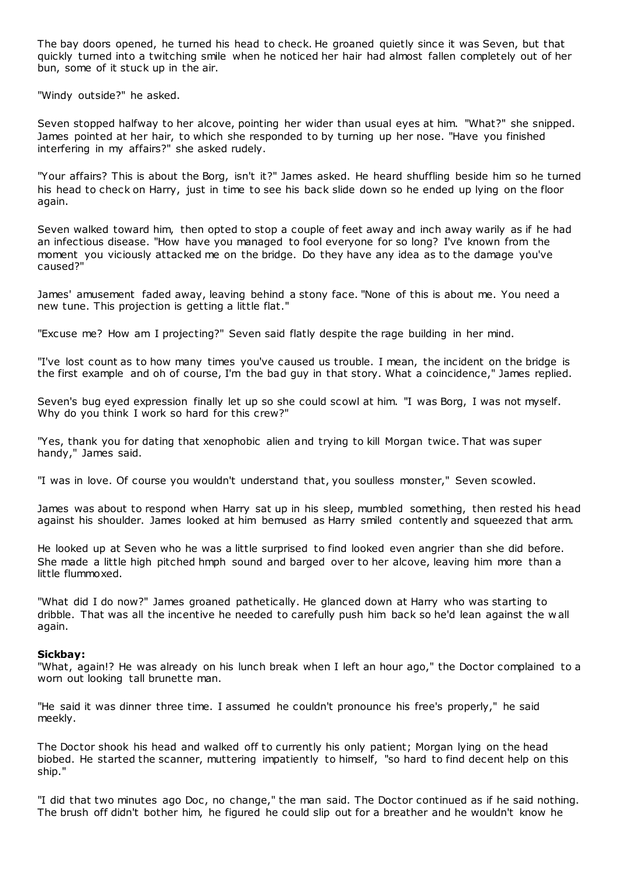The bay doors opened, he turned his head to check. He groaned quietly since it was Seven, but that quickly turned into a twitching smile when he noticed her hair had almost fallen completely out of her bun, some of it stuck up in the air.

"Windy outside?" he asked.

Seven stopped halfway to her alcove, pointing her wider than usual eyes at him. "What?" she snipped. James pointed at her hair, to which she responded to by turning up her nose. "Have you finished interfering in my affairs?" she asked rudely.

"Your affairs? This is about the Borg, isn't it?" James asked. He heard shuffling beside him so he turned his head to check on Harry, just in time to see his back slide down so he ended up lying on the floor again.

Seven walked toward him, then opted to stop a couple of feet away and inch away warily as if he had an infectious disease. "How have you managed to fool everyone for so long? I've known from the moment you viciously attacked me on the bridge. Do they have any idea as to the damage you've caused?"

James' amusement faded away, leaving behind a stony face. "None of this is about me. You need a new tune. This projection is getting a little flat."

"Excuse me? How am I projecting?" Seven said flatly despite the rage building in her mind.

"I've lost count as to how many times you've caused us trouble. I mean, the incident on the bridge is the first example and oh of course, I'm the bad guy in that story. What a coincidence," James replied.

Seven's bug eyed expression finally let up so she could scowl at him. "I was Borg, I was not myself. Why do you think I work so hard for this crew?"

"Yes, thank you for dating that xenophobic alien and trying to kill Morgan twice. That was super handy," James said.

"I was in love. Of course you wouldn't understand that, you soulless monster," Seven scowled.

James was about to respond when Harry sat up in his sleep, mumbled something, then rested his head against his shoulder. James looked at him bemused as Harry smiled contently and squeezed that arm.

He looked up at Seven who he was a little surprised to find looked even angrier than she did before. She made a little high pitched hmph sound and barged over to her alcove, leaving him more than a little flummoxed.

"What did I do now?" James groaned pathetically. He glanced down at Harry who was starting to dribble. That was all the incentive he needed to carefully push him back so he'd lean against the wall again.

**Sickbay:**

"What, again!? He was already on his lunch break when I left an hour ago," the Doctor complained to a worn out looking tall brunette man.

"He said it was dinner three time. I assumed he couldn't pronounce his free's properly," he said meekly.

The Doctor shook his head and walked off to currently his only patient; Morgan lying on the head biobed. He started the scanner, muttering impatiently to himself, "so hard to find decent help on this ship."

"I did that two minutes ago Doc, no change," the man said. The Doctor continued as if he said nothing. The brush off didn't bother him, he figured he could slip out for a breather and he wouldn't know he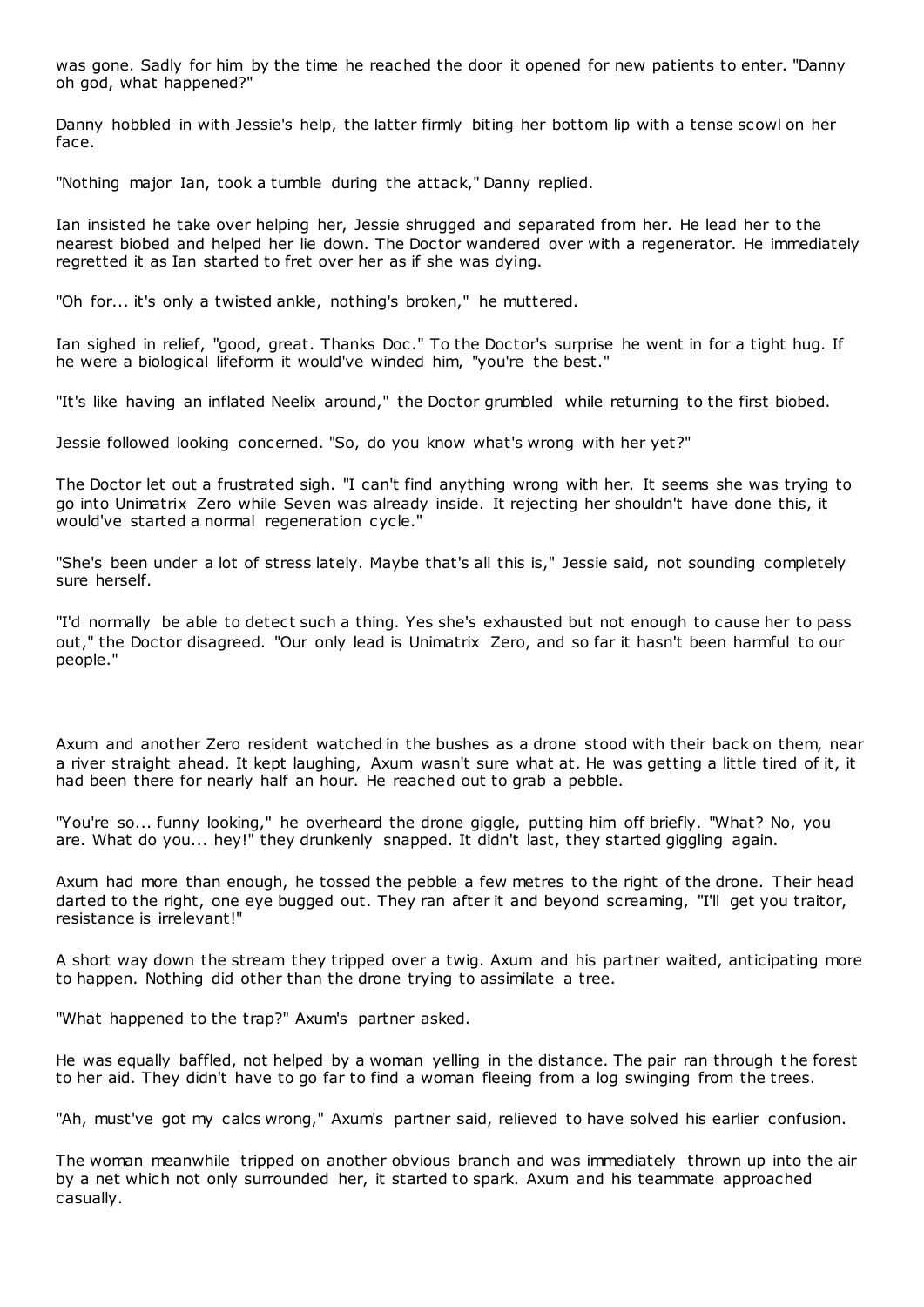was gone. Sadly for him by the time he reached the door it opened for new patients to enter. "Danny oh god, what happened?"

Danny hobbled in with Jessie's help, the latter firmly biting her bottom lip with a tense scowl on her face.

"Nothing major Ian, took a tumble during the attack," Danny replied.

Ian insisted he take over helping her, Jessie shrugged and separated from her. He lead her to the nearest biobed and helped her lie down. The Doctor wandered over with a regenerator. He immediately regretted it as Ian started to fret over her as if she was dying.

"Oh for... it's only a twisted ankle, nothing's broken," he muttered.

Ian sighed in relief, "good, great. Thanks Doc." To the Doctor's surprise he went in for a tight hug. If he were a biological lifeform it would've winded him, "you're the best."

"It's like having an inflated Neelix around," the Doctor grumbled while returning to the first biobed.

Jessie followed looking concerned. "So, do you know what's wrong with her yet?"

The Doctor let out a frustrated sigh. "I can't find anything wrong with her. It seems she was trying to go into Unimatrix Zero while Seven was already inside. It rejecting her shouldn't have done this, it would've started a normal regeneration cycle."

"She's been under a lot of stress lately. Maybe that's all this is," Jessie said, not sounding completely sure herself.

"I'd normally be able to detect such a thing. Yes she's exhausted but not enough to cause her to pass out," the Doctor disagreed. "Our only lead is Unimatrix Zero, and so far it hasn't been harmful to our people."

Axum and another Zero resident watched in the bushes as a drone stood with their back on them, near a river straight ahead. It kept laughing, Axum wasn't sure what at. He was getting a little tired of it, it had been there for nearly half an hour. He reached out to grab a pebble.

"You're so... funny looking," he overheard the drone giggle, putting him off briefly. "What? No, you are. What do you... hey!" they drunkenly snapped. It didn't last, they started giggling again.

Axum had more than enough, he tossed the pebble a few metres to the right of the drone. Their head darted to the right, one eye bugged out. They ran after it and beyond screaming, "I'll get you traitor, resistance is irrelevant!"

A short way down the stream they tripped over a twig. Axum and his partner waited, anticipating more to happen. Nothing did other than the drone trying to assimilate a tree.

"What happened to the trap?" Axum's partner asked.

He was equally baffled, not helped by a woman yelling in the distance. The pair ran through the forest to her aid. They didn't have to go far to find a woman fleeing from a log swinging from the trees.

"Ah, must've got my calcs wrong," Axum's partner said, relieved to have solved his earlier confusion.

The woman meanwhile tripped on another obvious branch and was immediately thrown up into the air by a net which not only surrounded her, it started to spark. Axum and his teammate approached casually.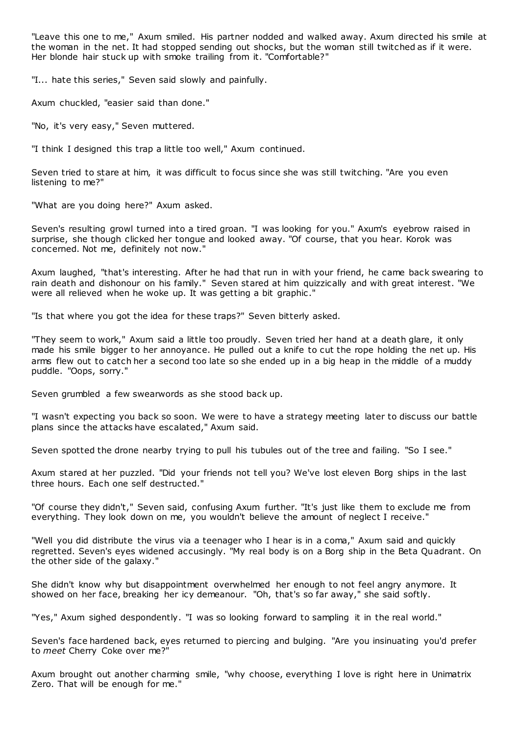"Leave this one to me," Axum smiled. His partner nodded and walked away. Axum directed his smile at the woman in the net. It had stopped sending out shocks, but the woman still twitched as if it were. Her blonde hair stuck up with smoke trailing from it. "Comfortable?"

"I... hate this series," Seven said slowly and painfully.

Axum chuckled, "easier said than done."

"No, it's very easy," Seven muttered.

"I think I designed this trap a little too well," Axum continued.

Seven tried to stare at him, it was difficult to focus since she was still twitching. "Are you even listening to me?"

"What are you doing here?" Axum asked.

Seven's resulting growl turned into a tired groan. "I was looking for you." Axum's eyebrow raised in surprise, she though clicked her tongue and looked away. "Of course, that you hear. Korok was concerned. Not me, definitely not now."

Axum laughed, "that's interesting. After he had that run in with your friend, he came back swearing to rain death and dishonour on his family." Seven stared at him quizzically and with great interest. "We were all relieved when he woke up. It was getting a bit graphic."

"Is that where you got the idea for these traps?" Seven bitterly asked.

"They seem to work," Axum said a little too proudly. Seven tried her hand at a death glare, it only made his smile bigger to her annoyance. He pulled out a knife to cut the rope holding the net up. His arms flew out to catch her a second too late so she ended up in a big heap in the middle of a muddy puddle. "Oops, sorry."

Seven grumbled a few swearwords as she stood back up.

"I wasn't expecting you back so soon. We were to have a strategy meeting later to discuss our battle plans since the attacks have escalated," Axum said.

Seven spotted the drone nearby trying to pull his tubules out of the tree and failing. "So I see."

Axum stared at her puzzled. "Did your friends not tell you? We've lost eleven Borg ships in the last three hours. Each one self destructed."

"Of course they didn't," Seven said, confusing Axum further. "It's just like them to exclude me from everything. They look down on me, you wouldn't believe the amount of neglect I receive."

"Well you did distribute the virus via a teenager who I hear is in a coma," Axum said and quickly regretted. Seven's eyes widened accusingly. "My real body is on a Borg ship in the Beta Quadrant. On the other side of the galaxy."

She didn't know why but disappointment overwhelmed her enough to not feel angry anymore. It showed on her face, breaking her icy demeanour. "Oh, that's so far away," she said softly.

"Yes," Axum sighed despondently. "I was so looking forward to sampling it in the real world."

Seven's face hardened back, eyes returned to piercing and bulging. "Are you insinuating you'd prefer to *meet* Cherry Coke over me?"

Axum brought out another charming smile, "why choose, everything I love is right here in Unimatrix Zero. That will be enough for me."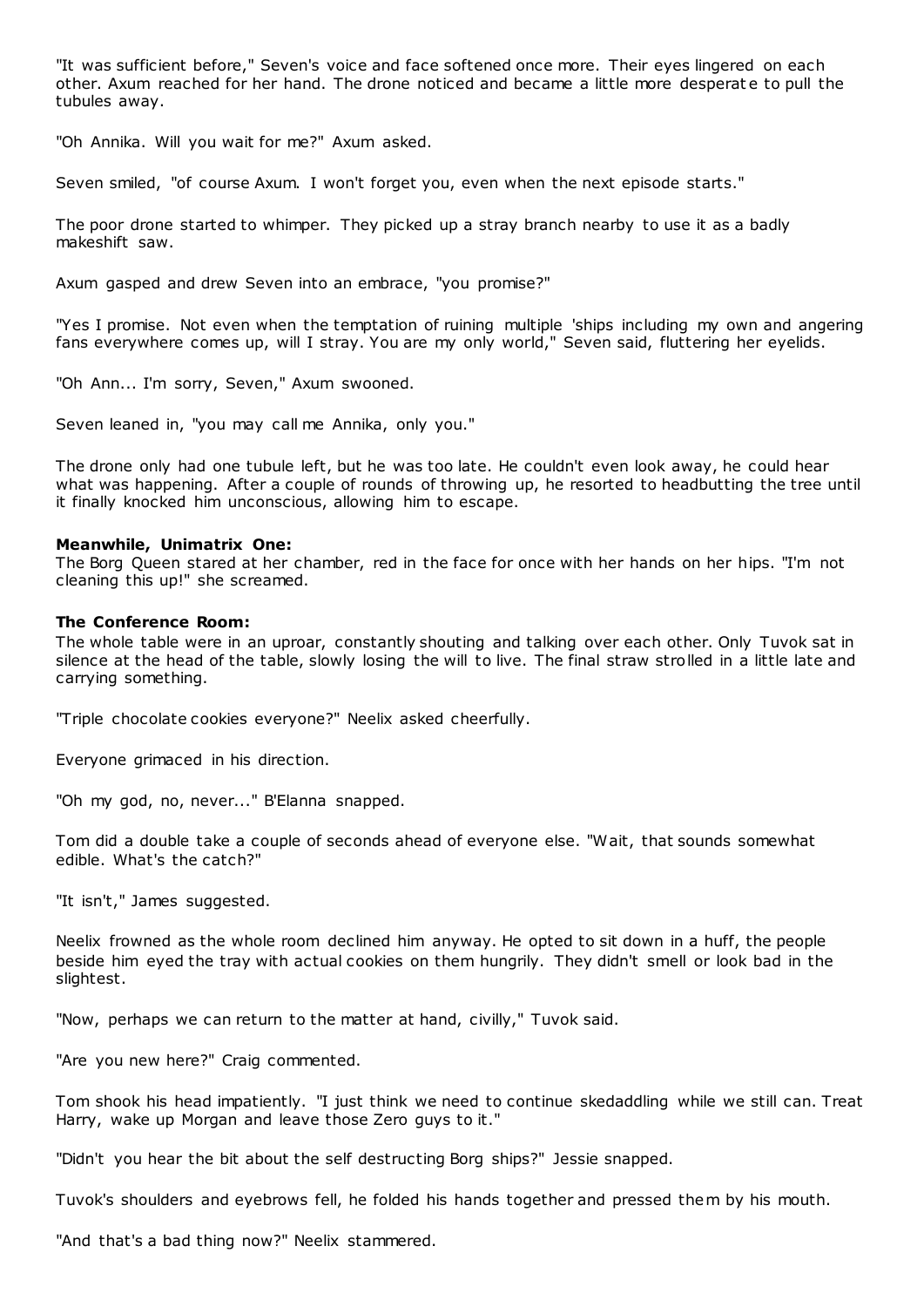"It was sufficient before," Seven's voice and face softened once more. Their eyes lingered on each other. Axum reached for her hand. The drone noticed and became a little more desperate to pull the tubules away.

"Oh Annika. Will you wait for me?" Axum asked.

Seven smiled, "of course Axum. I won't forget you, even when the next episode starts."

The poor drone started to whimper. They picked up a stray branch nearby to use it as a badly makeshift saw.

Axum gasped and drew Seven into an embrace, "you promise?"

"Yes I promise. Not even when the temptation of ruining multiple 'ships including my own and angering fans everywhere comes up, will I stray. You are my only world," Seven said, fluttering her eyelids.

"Oh Ann... I'm sorry, Seven," Axum swooned.

Seven leaned in, "you may call me Annika, only you."

The drone only had one tubule left, but he was too late. He couldn't even look away, he could hear what was happening. After a couple of rounds of throwing up, he resorted to headbutting the tree until it finally knocked him unconscious, allowing him to escape.

**Meanwhile, Unimatrix One:**
The Borg Queen stared at her chamber, red in the face for once with her hands on her hips. "I'm not cleaning this up!" she screamed.

**The Conference Room:**
The whole table were in an uproar, constantly shouting and talking over each other. Only Tuvok sat in silence at the head of the table, slowly losing the will to live. The final straw strolled in a little late and carrying something.

"Triple chocolate cookies everyone?" Neelix asked cheerfully.

Everyone grimaced in his direction.

"Oh my god, no, never..." B'Elanna snapped.

Tom did a double take a couple of seconds ahead of everyone else. "Wait, that sounds somewhat edible. What's the catch?"

"It isn't," James suggested.

Neelix frowned as the whole room declined him anyway. He opted to sit down in a huff, the people beside him eyed the tray with actual cookies on them hungrily. They didn't smell or look bad in the slightest.

"Now, perhaps we can return to the matter at hand, civilly," Tuvok said.

"Are you new here?" Craig commented.

Tom shook his head impatiently. "I just think we need to continue skedaddling while we still can. Treat Harry, wake up Morgan and leave those Zero guys to it."

"Didn't you hear the bit about the self destructing Borg ships?" Jessie snapped.

Tuvok's shoulders and eyebrows fell, he folded his hands together and pressed them by his mouth.

"And that's a bad thing now?" Neelix stammered.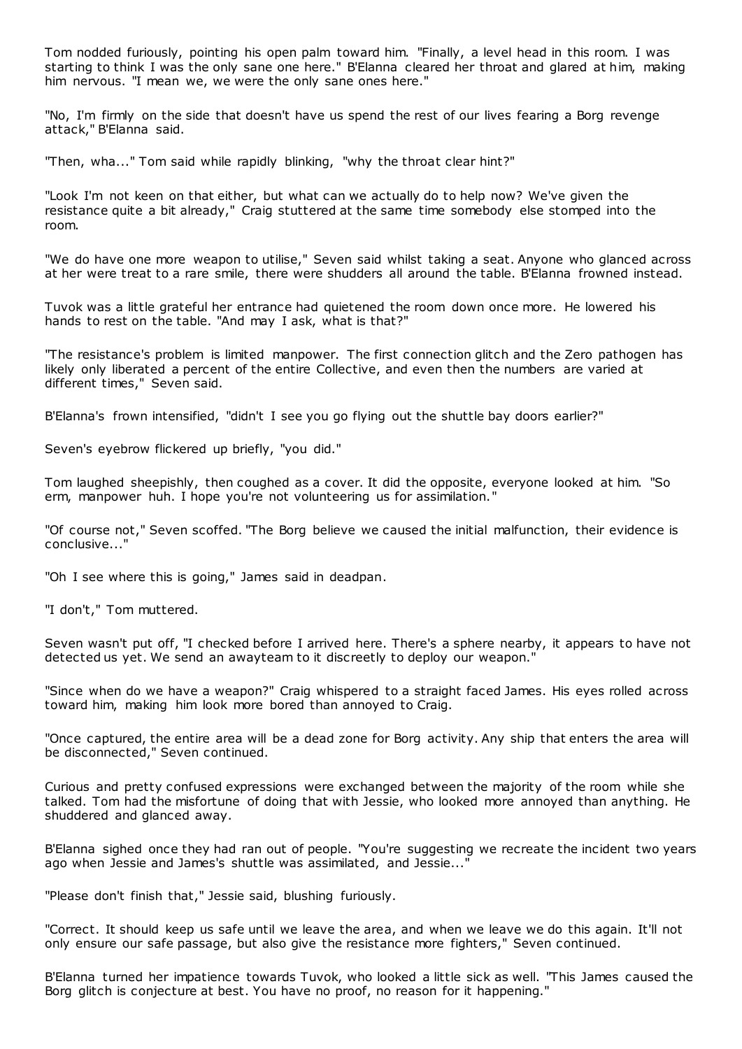Tom nodded furiously, pointing his open palm toward him. "Finally, a level head in this room. I was starting to think I was the only sane one here." B'Elanna cleared her throat and glared at him, making him nervous. "I mean we, we were the only sane ones here."

"No, I'm firmly on the side that doesn't have us spend the rest of our lives fearing a Borg revenge attack," B'Elanna said.

"Then, wha..." Tom said while rapidly blinking, "why the throat clear hint?"

"Look I'm not keen on that either, but what can we actually do to help now? We've given the resistance quite a bit already," Craig stuttered at the same time somebody else stomped into the room.

"We do have one more weapon to utilise," Seven said whilst taking a seat. Anyone who glanced across at her were treat to a rare smile, there were shudders all around the table. B'Elanna frowned instead.

Tuvok was a little grateful her entrance had quietened the room down once more. He lowered his hands to rest on the table. "And may I ask, what is that?"

"The resistance's problem is limited manpower. The first connection glitch and the Zero pathogen has likely only liberated a percent of the entire Collective, and even then the numbers are varied at different times," Seven said.

B'Elanna's frown intensified, "didn't I see you go flying out the shuttle bay doors earlier?"

Seven's eyebrow flickered up briefly, "you did."

Tom laughed sheepishly, then coughed as a cover. It did the opposite, everyone looked at him. "So erm, manpower huh. I hope you're not volunteering us for assimilation."

"Of course not," Seven scoffed. "The Borg believe we caused the initial malfunction, their evidence is conclusive..."

"Oh I see where this is going," James said in deadpan.

"I don't," Tom muttered.

Seven wasn't put off, "I checked before I arrived here. There's a sphere nearby, it appears to have not detected us yet. We send an awayteam to it discreetly to deploy our weapon."

"Since when do we have a weapon?" Craig whispered to a straight faced James. His eyes rolled across toward him, making him look more bored than annoyed to Craig.

"Once captured, the entire area will be a dead zone for Borg activity. Any ship that enters the area will be disconnected," Seven continued.

Curious and pretty confused expressions were exchanged between the majority of the room while she talked. Tom had the misfortune of doing that with Jessie, who looked more annoyed than anything. He shuddered and glanced away.

B'Elanna sighed once they had ran out of people. "You're suggesting we recreate the incident two years ago when Jessie and James's shuttle was assimilated, and Jessie..."

"Please don't finish that," Jessie said, blushing furiously.

"Correct. It should keep us safe until we leave the area, and when we leave we do this again. It'll not only ensure our safe passage, but also give the resistance more fighters," Seven continued.

B'Elanna turned her impatience towards Tuvok, who looked a little sick as well. "This James caused the Borg glitch is conjecture at best. You have no proof, no reason for it happening."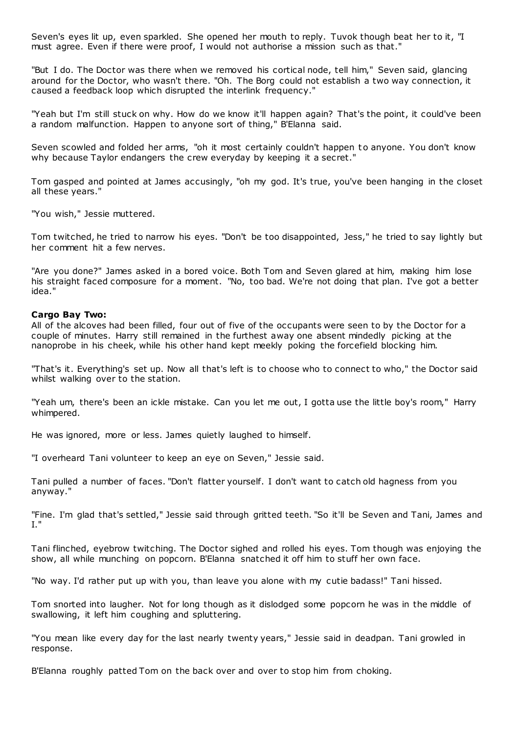Seven's eyes lit up, even sparkled. She opened her mouth to reply. Tuvok though beat her to it, "I must agree. Even if there were proof, I would not authorise a mission such as that."

"But I do. The Doctor was there when we removed his cortical node, tell him," Seven said, glancing around for the Doctor, who wasn't there. "Oh. The Borg could not establish a two way connection, it caused a feedback loop which disrupted the interlink frequency."

"Yeah but I'm still stuck on why. How do we know it'll happen again? That's the point, it could've been a random malfunction. Happen to anyone sort of thing," B'Elanna said.

Seven scowled and folded her arms, "oh it most certainly couldn't happen to anyone. You don't know why because Taylor endangers the crew everyday by keeping it a secret."

Tom gasped and pointed at James accusingly, "oh my god. It's true, you've been hanging in the closet all these years."

"You wish," Jessie muttered.

Tom twitched, he tried to narrow his eyes. "Don't be too disappointed, Jess," he tried to say lightly but her comment hit a few nerves.

"Are you done?" James asked in a bored voice. Both Tom and Seven glared at him, making him lose his straight faced composure for a moment. "No, too bad. We're not doing that plan. I've got a better idea."

**Cargo Bay Two:**

All of the alcoves had been filled, four out of five of the occupants were seen to by the Doctor for a couple of minutes. Harry still remained in the furthest away one absent mindedly picking at the nanoprobe in his cheek, while his other hand kept meekly poking the forcefield blocking him.

"That's it. Everything's set up. Now all that's left is to choose who to connect to who," the Doctor said whilst walking over to the station.

"Yeah um, there's been an ickle mistake. Can you let me out, I gotta use the little boy's room," Harry whimpered.

He was ignored, more or less. James quietly laughed to himself.

"I overheard Tani volunteer to keep an eye on Seven," Jessie said.

Tani pulled a number of faces. "Don't flatter yourself. I don't want to catch old hagness from you anyway."

"Fine. I'm glad that's settled," Jessie said through gritted teeth. "So it'll be Seven and Tani, James and I."

Tani flinched, eyebrow twitching. The Doctor sighed and rolled his eyes. Tom though was enjoying the show, all while munching on popcorn. B'Elanna snatched it off him to stuff her own face.

"No way. I'd rather put up with you, than leave you alone with my cutie badass!" Tani hissed.

Tom snorted into laughter. Not for long though as it dislodged some popcorn he was in the middle of swallowing, it left him coughing and spluttering.

"You mean like every day for the last nearly twenty years," Jessie said in deadpan. Tani growled in response.

B'Elanna roughly patted Tom on the back over and over to stop him from choking.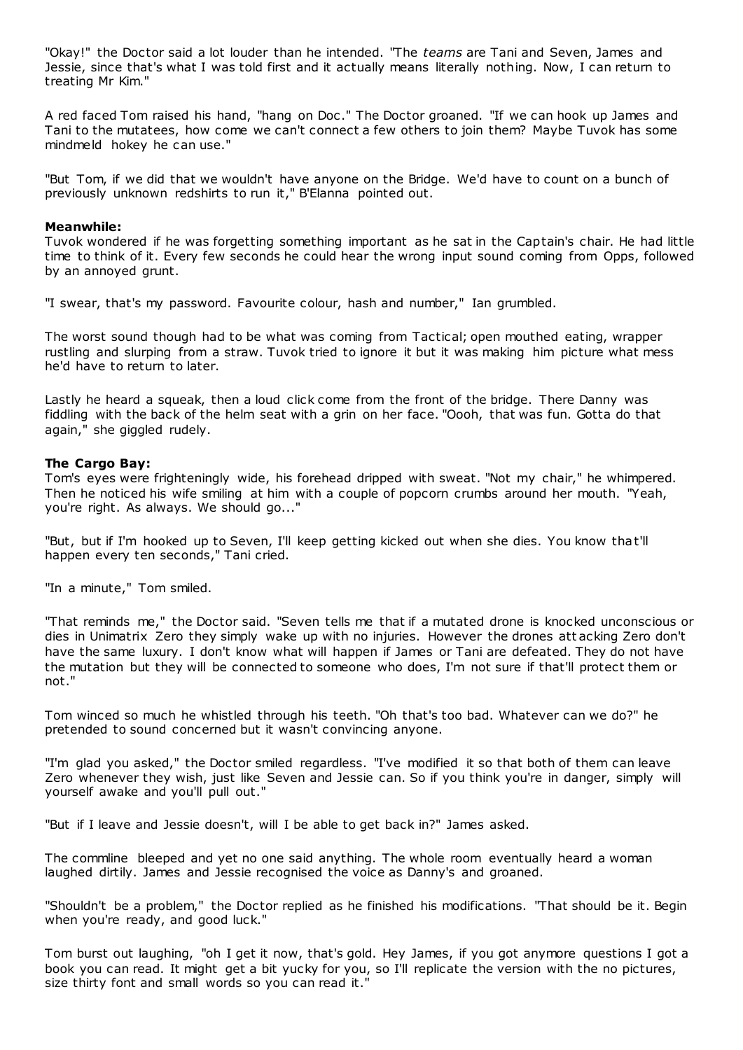"Okay!" the Doctor said a lot louder than he intended. "The *teams* are Tani and Seven, James and Jessie, since that's what I was told first and it actually means literally nothing. Now, I can return to treating Mr Kim."

A red faced Tom raised his hand, "hang on Doc." The Doctor groaned. "If we can hook up James and Tani to the mutatees, how come we can't connect a few others to join them? Maybe Tuvok has some mindmeld hokey he can use."

"But Tom, if we did that we wouldn't have anyone on the Bridge. We'd have to count on a bunch of previously unknown redshirts to run it," B'Elanna pointed out.

**Meanwhile:**

Tuvok wondered if he was forgetting something important as he sat in the Captain's chair. He had little time to think of it. Every few seconds he could hear the wrong input sound coming from Opps, followed by an annoyed grunt.

"I swear, that's my password. Favourite colour, hash and number," Ian grumbled.

The worst sound though had to be what was coming from Tactical; open mouthed eating, wrapper rustling and slurping from a straw. Tuvok tried to ignore it but it was making him picture what mess he'd have to return to later.

Lastly he heard a squeak, then a loud click come from the front of the bridge. There Danny was fiddling with the back of the helm seat with a grin on her face. "Oooh, that was fun. Gotta do that again," she giggled rudely.

**The Cargo Bay:**

Tom's eyes were frighteningly wide, his forehead dripped with sweat. "Not my chair," he whimpered. Then he noticed his wife smiling at him with a couple of popcorn crumbs around her mouth. "Yeah, you're right. As always. We should go..."

"But, but if I'm hooked up to Seven, I'll keep getting kicked out when she dies. You know that'll happen every ten seconds," Tani cried.

"In a minute," Tom smiled.

"That reminds me," the Doctor said. "Seven tells me that if a mutated drone is knocked unconscious or dies in Unimatrix Zero they simply wake up with no injuries. However the drones attacking Zero don't have the same luxury. I don't know what will happen if James or Tani are defeated. They do not have the mutation but they will be connected to someone who does, I'm not sure if that'll protect them or not."

Tom winced so much he whistled through his teeth. "Oh that's too bad. Whatever can we do?" he pretended to sound concerned but it wasn't convincing anyone.

"I'm glad you asked," the Doctor smiled regardless. "I've modified it so that both of them can leave Zero whenever they wish, just like Seven and Jessie can. So if you think you're in danger, simply will yourself awake and you'll pull out."

"But if I leave and Jessie doesn't, will I be able to get back in?" James asked.

The commline bleeped and yet no one said anything. The whole room eventually heard a woman laughed dirtily. James and Jessie recognised the voice as Danny's and groaned.

"Shouldn't be a problem," the Doctor replied as he finished his modifications. "That should be it. Begin when you're ready, and good luck."

Tom burst out laughing, "oh I get it now, that's gold. Hey James, if you got anymore questions I got a book you can read. It might get a bit yucky for you, so I'll replicate the version with the no pictures, size thirty font and small words so you can read it."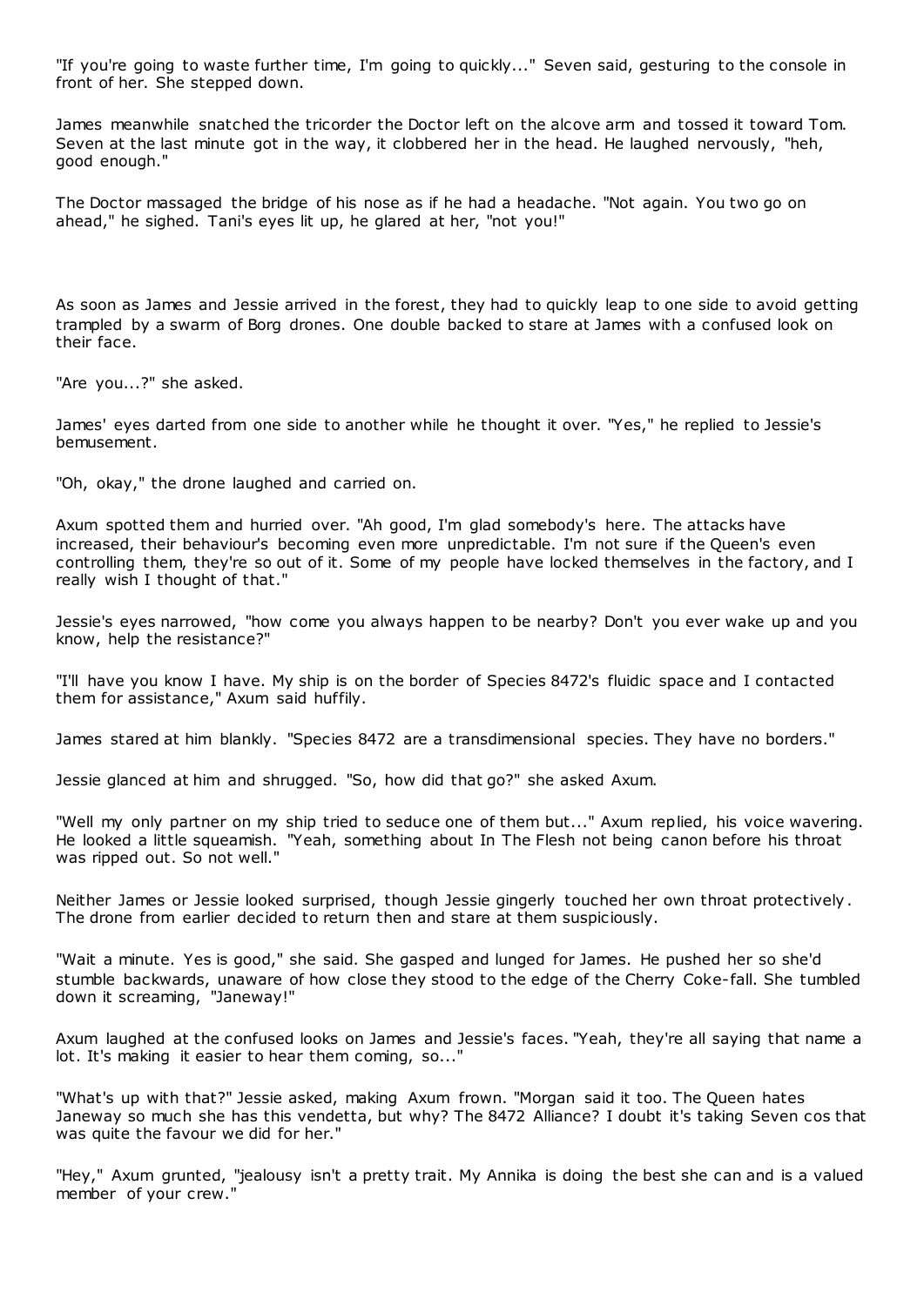"If you're going to waste further time, I'm going to quickly..." Seven said, gesturing to the console in front of her. She stepped down.

James meanwhile snatched the tricorder the Doctor left on the alcove arm and tossed it toward Tom. Seven at the last minute got in the way, it clobbered her in the head. He laughed nervously, "heh, good enough."

The Doctor massaged the bridge of his nose as if he had a headache. "Not again. You two go on ahead," he sighed. Tani's eyes lit up, he glared at her, "not you!"

As soon as James and Jessie arrived in the forest, they had to quickly leap to one side to avoid getting trampled by a swarm of Borg drones. One double backed to stare at James with a confused look on their face.

"Are you...?" she asked.

James' eyes darted from one side to another while he thought it over. "Yes," he replied to Jessie's bemusement.

"Oh, okay," the drone laughed and carried on.

Axum spotted them and hurried over. "Ah good, I'm glad somebody's here. The attacks have increased, their behaviour's becoming even more unpredictable. I'm not sure if the Queen's even controlling them, they're so out of it. Some of my people have locked themselves in the factory, and I really wish I thought of that."

Jessie's eyes narrowed, "how come you always happen to be nearby? Don't you ever wake up and you know, help the resistance?"

"I'll have you know I have. My ship is on the border of Species 8472's fluidic space and I contacted them for assistance," Axum said huffily.

James stared at him blankly. "Species 8472 are a transdimensional species. They have no borders."

Jessie glanced at him and shrugged. "So, how did that go?" she asked Axum.

"Well my only partner on my ship tried to seduce one of them but..." Axum replied, his voice wavering. He looked a little squeamish. "Yeah, something about In The Flesh not being canon before his throat was ripped out. So not well."

Neither James or Jessie looked surprised, though Jessie gingerly touched her own throat protectively. The drone from earlier decided to return then and stare at them suspiciously.

"Wait a minute. Yes is good," she said. She gasped and lunged for James. He pushed her so she'd stumble backwards, unaware of how close they stood to the edge of the Cherry Coke-fall. She tumbled down it screaming, "Janeway!"

Axum laughed at the confused looks on James and Jessie's faces. "Yeah, they're all saying that name a lot. It's making it easier to hear them coming, so..."

"What's up with that?" Jessie asked, making Axum frown. "Morgan said it too. The Queen hates Janeway so much she has this vendetta, but why? The 8472 Alliance? I doubt it's taking Seven cos that was quite the favour we did for her."

"Hey," Axum grunted, "jealousy isn't a pretty trait. My Annika is doing the best she can and is a valued member of your crew."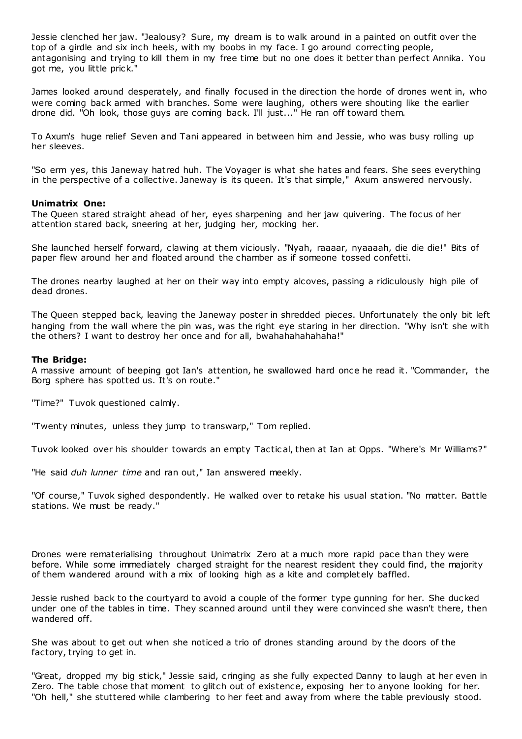Jessie clenched her jaw. "Jealousy? Sure, my dream is to walk around in a painted on outfit over the top of a girdle and six inch heels, with my boobs in my face. I go around correcting people, antagonising and trying to kill them in my free time but no one does it better than perfect Annika. You got me, you little prick."

James looked around desperately, and finally focused in the direction the horde of drones went in, who were coming back armed with branches. Some were laughing, others were shouting like the earlier drone did. "Oh look, those guys are coming back. I'll just..." He ran off toward them.

To Axum's huge relief Seven and Tani appeared in between him and Jessie, who was busy rolling up her sleeves.

"So erm yes, this Janeway hatred huh. The Voyager is what she hates and fears. She sees everything in the perspective of a collective. Janeway is its queen. It's that simple," Axum answered nervously.

**Unimatrix One:**
The Queen stared straight ahead of her, eyes sharpening and her jaw quivering. The focus of her attention stared back, sneering at her, judging her, mocking her.

She launched herself forward, clawing at them viciously. "Nyah, raaaar, nyaaaah, die die die!" Bits of paper flew around her and floated around the chamber as if someone tossed confetti.

The drones nearby laughed at her on their way into empty alcoves, passing a ridiculously high pile of dead drones.

The Queen stepped back, leaving the Janeway poster in shredded pieces. Unfortunately the only bit left hanging from the wall where the pin was, was the right eye staring in her direction. "Why isn't she with the others? I want to destroy her once and for all, bwahahahahahaha!"

**The Bridge:**
A massive amount of beeping got Ian's attention, he swallowed hard once he read it. "Commander, the Borg sphere has spotted us. It's on route."

"Time?" Tuvok questioned calmly.

"Twenty minutes, unless they jump to transwarp," Tom replied.

Tuvok looked over his shoulder towards an empty Tactical, then at Ian at Opps. "Where's Mr Williams?"

"He said *duh lunner time* and ran out," Ian answered meekly.

"Of course," Tuvok sighed despondently. He walked over to retake his usual station. "No matter. Battle stations. We must be ready."

Drones were rematerialising throughout Unimatrix Zero at a much more rapid pace than they were before. While some immediately charged straight for the nearest resident they could find, the majority of them wandered around with a mix of looking high as a kite and completely baffled.

Jessie rushed back to the courtyard to avoid a couple of the former type gunning for her. She ducked under one of the tables in time. They scanned around until they were convinced she wasn't there, then wandered off.

She was about to get out when she noticed a trio of drones standing around by the doors of the factory, trying to get in.

"Great, dropped my big stick," Jessie said, cringing as she fully expected Danny to laugh at her even in Zero. The table chose that moment to glitch out of existence, exposing her to anyone looking for her. "Oh hell," she stuttered while clambering to her feet and away from where the table previously stood.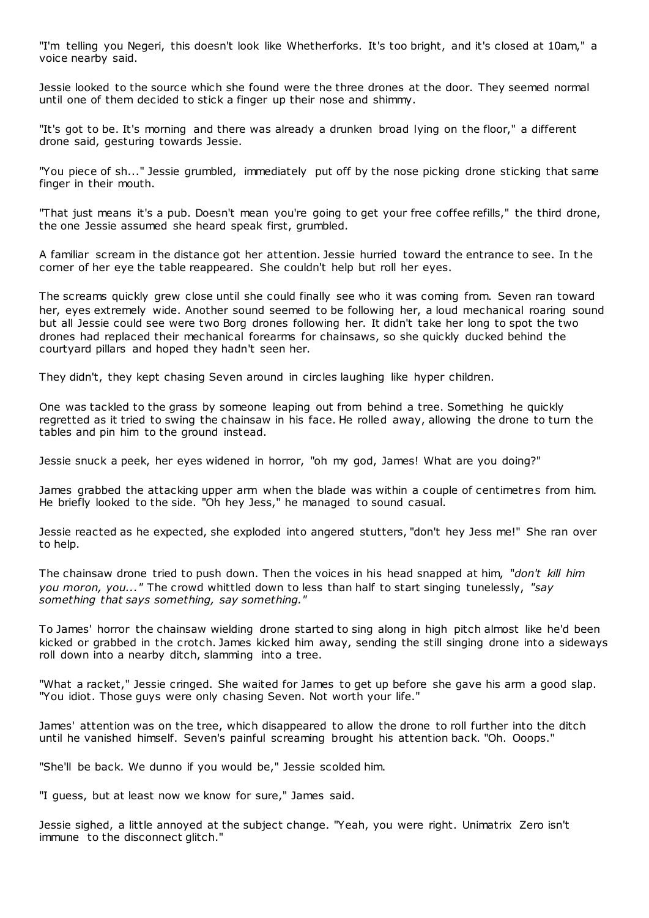"I'm telling you Negeri, this doesn't look like Whetherforks. It's too bright, and it's closed at 10am," a voice nearby said.

Jessie looked to the source which she found were the three drones at the door. They seemed normal until one of them decided to stick a finger up their nose and shimmy.

"It's got to be. It's morning and there was already a drunken broad lying on the floor," a different drone said, gesturing towards Jessie.

"You piece of sh..." Jessie grumbled, immediately put off by the nose picking drone sticking that same finger in their mouth.

"That just means it's a pub. Doesn't mean you're going to get your free coffee refills," the third drone, the one Jessie assumed she heard speak first, grumbled.

A familiar scream in the distance got her attention. Jessie hurried toward the entrance to see. In the corner of her eye the table reappeared. She couldn't help but roll her eyes.

The screams quickly grew close until she could finally see who it was coming from. Seven ran toward her, eyes extremely wide. Another sound seemed to be following her, a loud mechanical roaring sound but all Jessie could see were two Borg drones following her. It didn't take her long to spot the two drones had replaced their mechanical forearms for chainsaws, so she quickly ducked behind the courtyard pillars and hoped they hadn't seen her.

They didn't, they kept chasing Seven around in circles laughing like hyper children.

One was tackled to the grass by someone leaping out from behind a tree. Something he quickly regretted as it tried to swing the chainsaw in his face. He rolled away, allowing the drone to turn the tables and pin him to the ground instead.

Jessie snuck a peek, her eyes widened in horror, "oh my god, James! What are you doing?"

James grabbed the attacking upper arm when the blade was within a couple of centimetres from him. He briefly looked to the side. "Oh hey Jess," he managed to sound casual.

Jessie reacted as he expected, she exploded into angered stutters, "don't hey Jess me!" She ran over to help.

The chainsaw drone tried to push down. Then the voices in his head snapped at him, *"don't kill him you moron, you..."* The crowd whittled down to less than half to start singing tunelessly, *"say something that says something, say something."*

To James' horror the chainsaw wielding drone started to sing along in high pitch almost like he'd been kicked or grabbed in the crotch. James kicked him away, sending the still singing drone into a sideways roll down into a nearby ditch, slamming into a tree.

"What a racket," Jessie cringed. She waited for James to get up before she gave his arm a good slap. "You idiot. Those guys were only chasing Seven. Not worth your life."

James' attention was on the tree, which disappeared to allow the drone to roll further into the ditch until he vanished himself. Seven's painful screaming brought his attention back. "Oh. Ooops."

"She'll be back. We dunno if you would be," Jessie scolded him.

"I guess, but at least now we know for sure," James said.

Jessie sighed, a little annoyed at the subject change. "Yeah, you were right. Unimatrix Zero isn't immune to the disconnect glitch."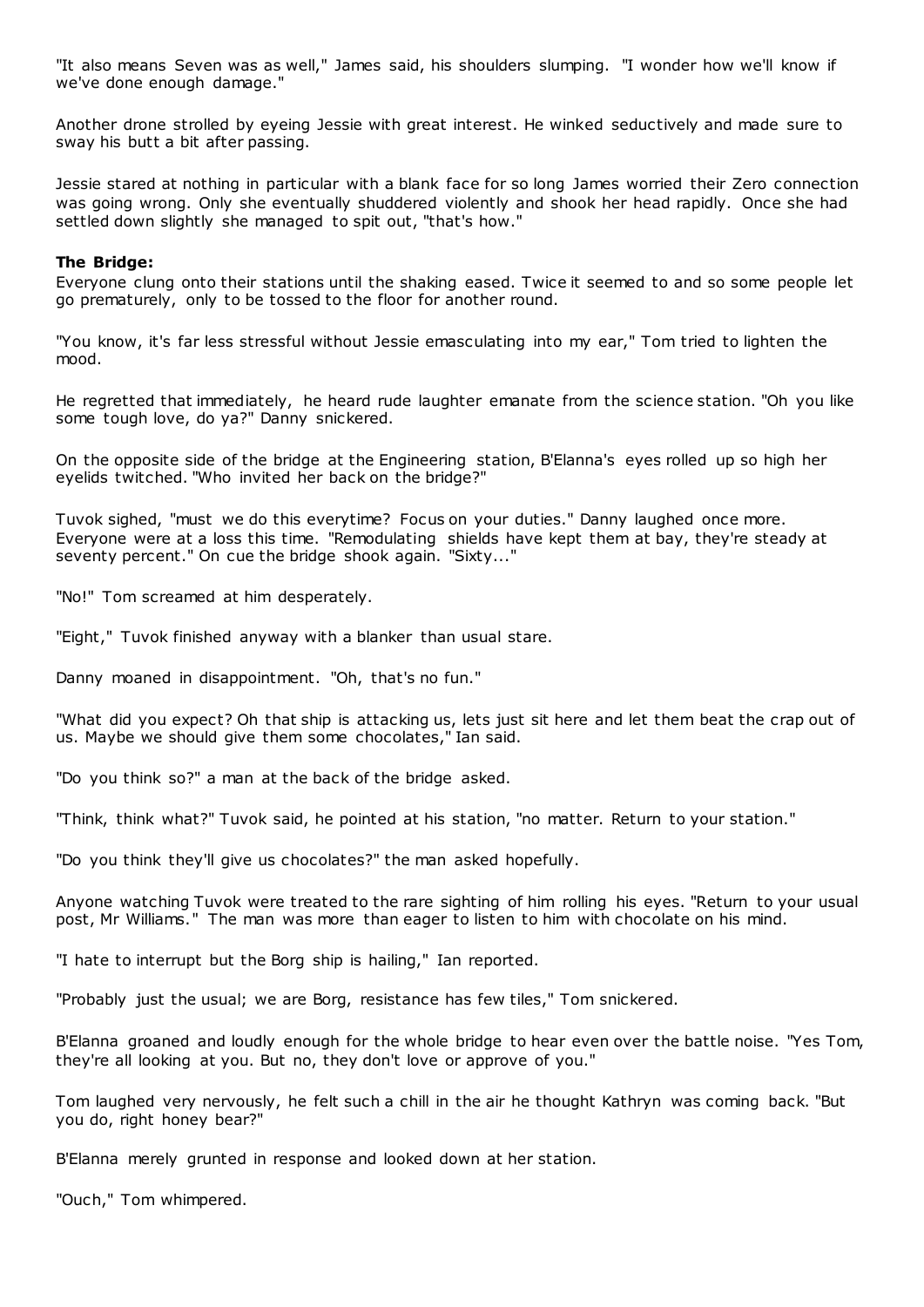"It also means Seven was as well," James said, his shoulders slumping. "I wonder how we'll know if we've done enough damage."

Another drone strolled by eyeing Jessie with great interest. He winked seductively and made sure to sway his butt a bit after passing.

Jessie stared at nothing in particular with a blank face for so long James worried their Zero connection was going wrong. Only she eventually shuddered violently and shook her head rapidly. Once she had settled down slightly she managed to spit out, "that's how."

**The Bridge:**
Everyone clung onto their stations until the shaking eased. Twice it seemed to and so some people let go prematurely, only to be tossed to the floor for another round.

"You know, it's far less stressful without Jessie emasculating into my ear," Tom tried to lighten the mood.

He regretted that immediately, he heard rude laughter emanate from the science station. "Oh you like some tough love, do ya?" Danny snickered.

On the opposite side of the bridge at the Engineering station, B'Elanna's eyes rolled up so high her eyelids twitched. "Who invited her back on the bridge?"

Tuvok sighed, "must we do this everytime? Focus on your duties." Danny laughed once more. Everyone were at a loss this time. "Remodulating shields have kept them at bay, they're steady at seventy percent." On cue the bridge shook again. "Sixty..."

"No!" Tom screamed at him desperately.

"Eight," Tuvok finished anyway with a blanker than usual stare.

Danny moaned in disappointment. "Oh, that's no fun."

"What did you expect? Oh that ship is attacking us, lets just sit here and let them beat the crap out of us. Maybe we should give them some chocolates," Ian said.

"Do you think so?" a man at the back of the bridge asked.

"Think, think what?" Tuvok said, he pointed at his station, "no matter. Return to your station."

"Do you think they'll give us chocolates?" the man asked hopefully.

Anyone watching Tuvok were treated to the rare sighting of him rolling his eyes. "Return to your usual post, Mr Williams." The man was more than eager to listen to him with chocolate on his mind.

"I hate to interrupt but the Borg ship is hailing," Ian reported.

"Probably just the usual; we are Borg, resistance has few tiles," Tom snickered.

B'Elanna groaned and loudly enough for the whole bridge to hear even over the battle noise. "Yes Tom, they're all looking at you. But no, they don't love or approve of you."

Tom laughed very nervously, he felt such a chill in the air he thought Kathryn was coming back. "But you do, right honey bear?"

B'Elanna merely grunted in response and looked down at her station.

"Ouch," Tom whimpered.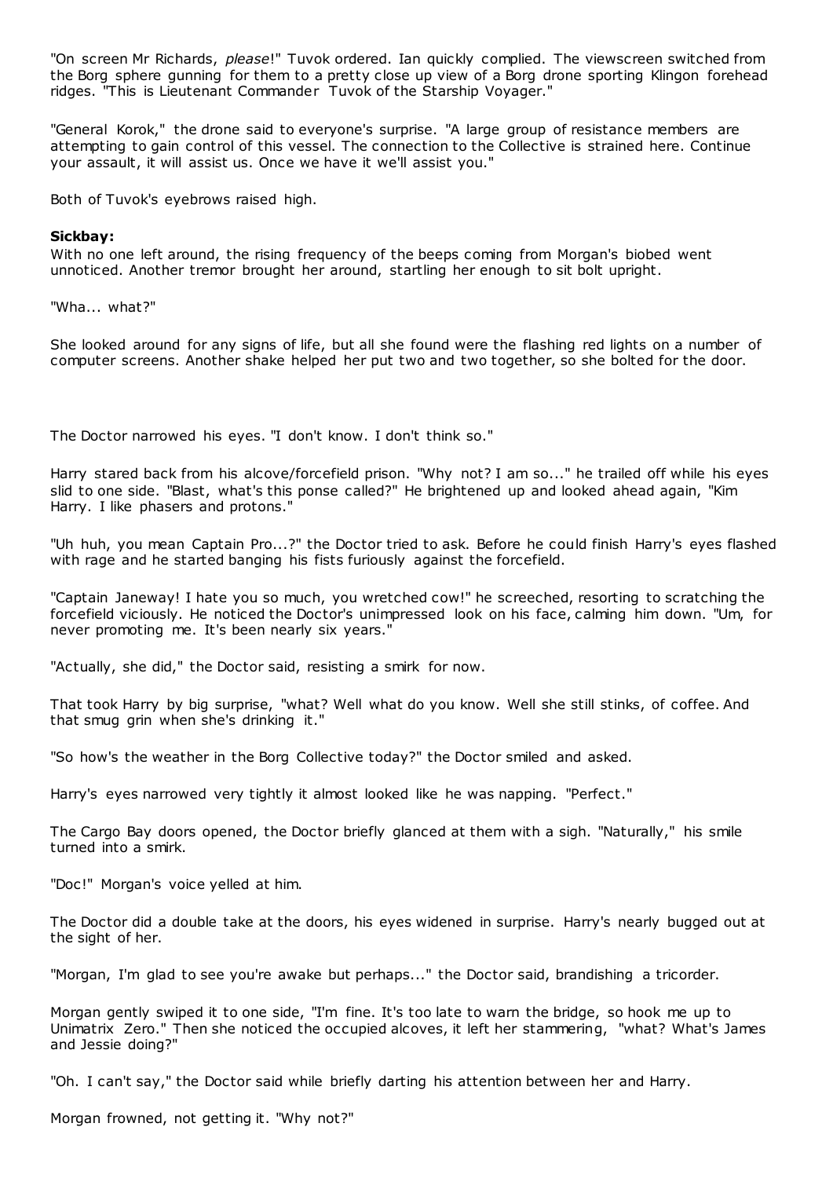"On screen Mr Richards, *please*!" Tuvok ordered. Ian quickly complied. The viewscreen switched from the Borg sphere gunning for them to a pretty close up view of a Borg drone sporting Klingon forehead ridges. "This is Lieutenant Commander Tuvok of the Starship Voyager."

"General Korok," the drone said to everyone's surprise. "A large group of resistance members are attempting to gain control of this vessel. The connection to the Collective is strained here. Continue your assault, it will assist us. Once we have it we'll assist you."

Both of Tuvok's eyebrows raised high.

**Sickbay:**

With no one left around, the rising frequency of the beeps coming from Morgan's biobed went unnoticed. Another tremor brought her around, startling her enough to sit bolt upright.

"Wha... what?"

She looked around for any signs of life, but all she found were the flashing red lights on a number of computer screens. Another shake helped her put two and two together, so she bolted for the door.

The Doctor narrowed his eyes. "I don't know. I don't think so."

Harry stared back from his alcove/forcefield prison. "Why not? I am so..." he trailed off while his eyes slid to one side. "Blast, what's this ponse called?" He brightened up and looked ahead again, "Kim Harry. I like phasers and protons."

"Uh huh, you mean Captain Pro...?" the Doctor tried to ask. Before he could finish Harry's eyes flashed with rage and he started banging his fists furiously against the forcefield.

"Captain Janeway! I hate you so much, you wretched cow!" he screeched, resorting to scratching the forcefield viciously. He noticed the Doctor's unimpressed look on his face, calming him down. "Um, for never promoting me. It's been nearly six years."

"Actually, she did," the Doctor said, resisting a smirk for now.

That took Harry by big surprise, "what? Well what do you know. Well she still stinks, of coffee. And that smug grin when she's drinking it."

"So how's the weather in the Borg Collective today?" the Doctor smiled and asked.

Harry's eyes narrowed very tightly it almost looked like he was napping. "Perfect."

The Cargo Bay doors opened, the Doctor briefly glanced at them with a sigh. "Naturally," his smile turned into a smirk.

"Doc!" Morgan's voice yelled at him.

The Doctor did a double take at the doors, his eyes widened in surprise. Harry's nearly bugged out at the sight of her.

"Morgan, I'm glad to see you're awake but perhaps..." the Doctor said, brandishing a tricorder.

Morgan gently swiped it to one side, "I'm fine. It's too late to warn the bridge, so hook me up to Unimatrix Zero." Then she noticed the occupied alcoves, it left her stammering, "what? What's James and Jessie doing?"

"Oh. I can't say," the Doctor said while briefly darting his attention between her and Harry.

Morgan frowned, not getting it. "Why not?"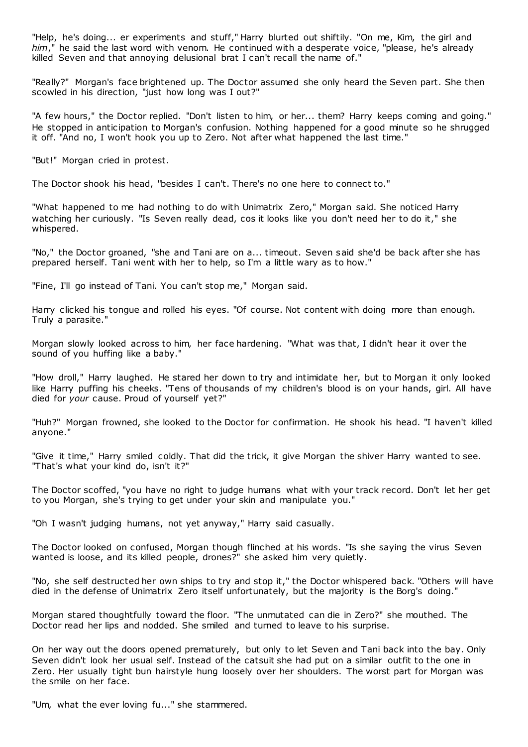"Help, he's doing... er experiments and stuff," Harry blurted out shiftily. "On me, Kim, the girl and *him*," he said the last word with venom. He continued with a desperate voice, "please, he's already killed Seven and that annoying delusional brat I can't recall the name of."

"Really?" Morgan's face brightened up. The Doctor assumed she only heard the Seven part. She then scowled in his direction, "just how long was I out?"

"A few hours," the Doctor replied. "Don't listen to him, or her... them? Harry keeps coming and going." He stopped in anticipation to Morgan's confusion. Nothing happened for a good minute so he shrugged it off. "And no, I won't hook you up to Zero. Not after what happened the last time."

"But!" Morgan cried in protest.

The Doctor shook his head, "besides I can't. There's no one here to connect to."

"What happened to me had nothing to do with Unimatrix Zero," Morgan said. She noticed Harry watching her curiously. "Is Seven really dead, cos it looks like you don't need her to do it," she whispered.

"No," the Doctor groaned, "she and Tani are on a... timeout. Seven said she'd be back after she has prepared herself. Tani went with her to help, so I'm a little wary as to how."

"Fine, I'll go instead of Tani. You can't stop me," Morgan said.

Harry clicked his tongue and rolled his eyes. "Of course. Not content with doing more than enough. Truly a parasite."

Morgan slowly looked across to him, her face hardening. "What was that, I didn't hear it over the sound of you huffing like a baby."

"How droll," Harry laughed. He stared her down to try and intimidate her, but to Morgan it only looked like Harry puffing his cheeks. "Tens of thousands of my children's blood is on your hands, girl. All have died for *your* cause. Proud of yourself yet?"

"Huh?" Morgan frowned, she looked to the Doctor for confirmation. He shook his head. "I haven't killed anyone."

"Give it time," Harry smiled coldly. That did the trick, it give Morgan the shiver Harry wanted to see. "That's what your kind do, isn't it?"

The Doctor scoffed, "you have no right to judge humans what with your track record. Don't let her get to you Morgan, she's trying to get under your skin and manipulate you."

"Oh I wasn't judging humans, not yet anyway," Harry said casually.

The Doctor looked on confused, Morgan though flinched at his words. "Is she saying the virus Seven wanted is loose, and its killed people, drones?" she asked him very quietly.

"No, she self destructed her own ships to try and stop it," the Doctor whispered back. "Others will have died in the defense of Unimatrix Zero itself unfortunately, but the majority is the Borg's doing."

Morgan stared thoughtfully toward the floor. "The unmutated can die in Zero?" she mouthed. The Doctor read her lips and nodded. She smiled and turned to leave to his surprise.

On her way out the doors opened prematurely, but only to let Seven and Tani back into the bay. Only Seven didn't look her usual self. Instead of the catsuit she had put on a similar outfit to the one in Zero. Her usually tight bun hairstyle hung loosely over her shoulders. The worst part for Morgan was the smile on her face.

"Um, what the ever loving fu..." she stammered.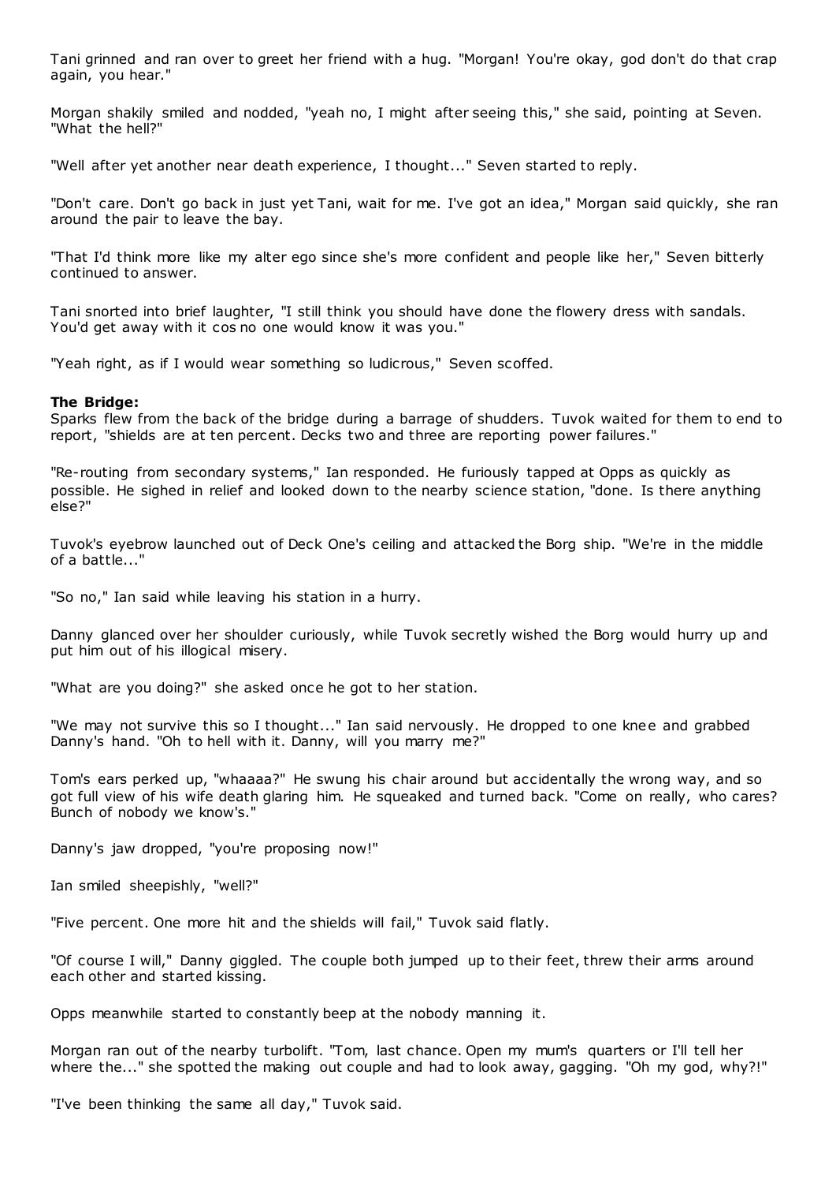Tani grinned and ran over to greet her friend with a hug. "Morgan! You're okay, god don't do that crap again, you hear."

Morgan shakily smiled and nodded, "yeah no, I might after seeing this," she said, pointing at Seven. "What the hell?"

"Well after yet another near death experience, I thought..." Seven started to reply.

"Don't care. Don't go back in just yet Tani, wait for me. I've got an idea," Morgan said quickly, she ran around the pair to leave the bay.

"That I'd think more like my alter ego since she's more confident and people like her," Seven bitterly continued to answer.

Tani snorted into brief laughter, "I still think you should have done the flowery dress with sandals. You'd get away with it cos no one would know it was you."

"Yeah right, as if I would wear something so ludicrous," Seven scoffed.

**The Bridge:**
Sparks flew from the back of the bridge during a barrage of shudders. Tuvok waited for them to end to report, "shields are at ten percent. Decks two and three are reporting power failures."

"Re-routing from secondary systems," Ian responded. He furiously tapped at Opps as quickly as possible. He sighed in relief and looked down to the nearby science station, "done. Is there anything else?"

Tuvok's eyebrow launched out of Deck One's ceiling and attacked the Borg ship. "We're in the middle of a battle..."

"So no," Ian said while leaving his station in a hurry.

Danny glanced over her shoulder curiously, while Tuvok secretly wished the Borg would hurry up and put him out of his illogical misery.

"What are you doing?" she asked once he got to her station.

"We may not survive this so I thought..." Ian said nervously. He dropped to one knee and grabbed Danny's hand. "Oh to hell with it. Danny, will you marry me?"

Tom's ears perked up, "whaaaa?" He swung his chair around but accidentally the wrong way, and so got full view of his wife death glaring him. He squeaked and turned back. "Come on really, who cares? Bunch of nobody we know's."

Danny's jaw dropped, "you're proposing now!"

Ian smiled sheepishly, "well?"

"Five percent. One more hit and the shields will fail," Tuvok said flatly.

"Of course I will," Danny giggled. The couple both jumped up to their feet, threw their arms around each other and started kissing.

Opps meanwhile started to constantly beep at the nobody manning it.

Morgan ran out of the nearby turbolift. "Tom, last chance. Open my mum's quarters or I'll tell her where the..." she spotted the making out couple and had to look away, gagging. "Oh my god, why?!"

"I've been thinking the same all day," Tuvok said.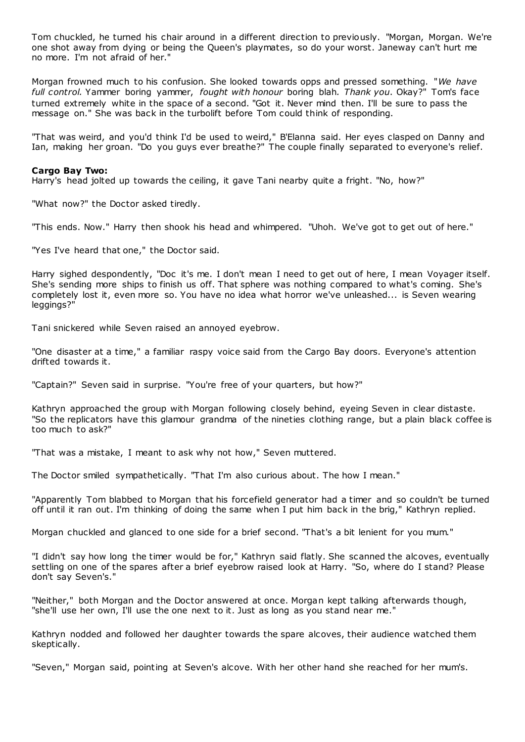Tom chuckled, he turned his chair around in a different direction to previously. "Morgan, Morgan. We're one shot away from dying or being the Queen's playmates, so do your worst. Janeway can't hurt me no more. I'm not afraid of her."

Morgan frowned much to his confusion. She looked towards opps and pressed something. "*We have full control.* Yammer boring yammer, *fought with honour* boring blah*. Thank you*. Okay?" Tom's face turned extremely white in the space of a second. "Got it. Never mind then. I'll be sure to pass the message on." She was back in the turbolift before Tom could think of responding.

"That was weird, and you'd think I'd be used to weird," B'Elanna said. Her eyes clasped on Danny and Ian, making her groan. "Do you guys ever breathe?" The couple finally separated to everyone's relief.

**Cargo Bay Two:**

Harry's head jolted up towards the ceiling, it gave Tani nearby quite a fright. "No, how?"

"What now?" the Doctor asked tiredly.

"This ends. Now." Harry then shook his head and whimpered. "Uhoh. We've got to get out of here."

"Yes I've heard that one," the Doctor said.

Harry sighed despondently, "Doc it's me. I don't mean I need to get out of here, I mean Voyager itself. She's sending more ships to finish us off. That sphere was nothing compared to what's coming. She's completely lost it, even more so. You have no idea what horror we've unleashed... is Seven wearing leggings?"

Tani snickered while Seven raised an annoyed eyebrow.

"One disaster at a time," a familiar raspy voice said from the Cargo Bay doors. Everyone's attention drifted towards it.

"Captain?" Seven said in surprise. "You're free of your quarters, but how?"

Kathryn approached the group with Morgan following closely behind, eyeing Seven in clear distaste. "So the replicators have this glamour grandma of the nineties clothing range, but a plain black coffee is too much to ask?"

"That was a mistake, I meant to ask why not how," Seven muttered.

The Doctor smiled sympathetically. "That I'm also curious about. The how I mean."

"Apparently Tom blabbed to Morgan that his forcefield generator had a timer and so couldn't be turned off until it ran out. I'm thinking of doing the same when I put him back in the brig," Kathryn replied.

Morgan chuckled and glanced to one side for a brief second. "That's a bit lenient for you mum."

"I didn't say how long the timer would be for," Kathryn said flatly. She scanned the alcoves, eventually settling on one of the spares after a brief eyebrow raised look at Harry. "So, where do I stand? Please don't say Seven's."

"Neither," both Morgan and the Doctor answered at once. Morgan kept talking afterwards though, "she'll use her own, I'll use the one next to it. Just as long as you stand near me."

Kathryn nodded and followed her daughter towards the spare alcoves, their audience watched them skeptically.

"Seven," Morgan said, pointing at Seven's alcove. With her other hand she reached for her mum's.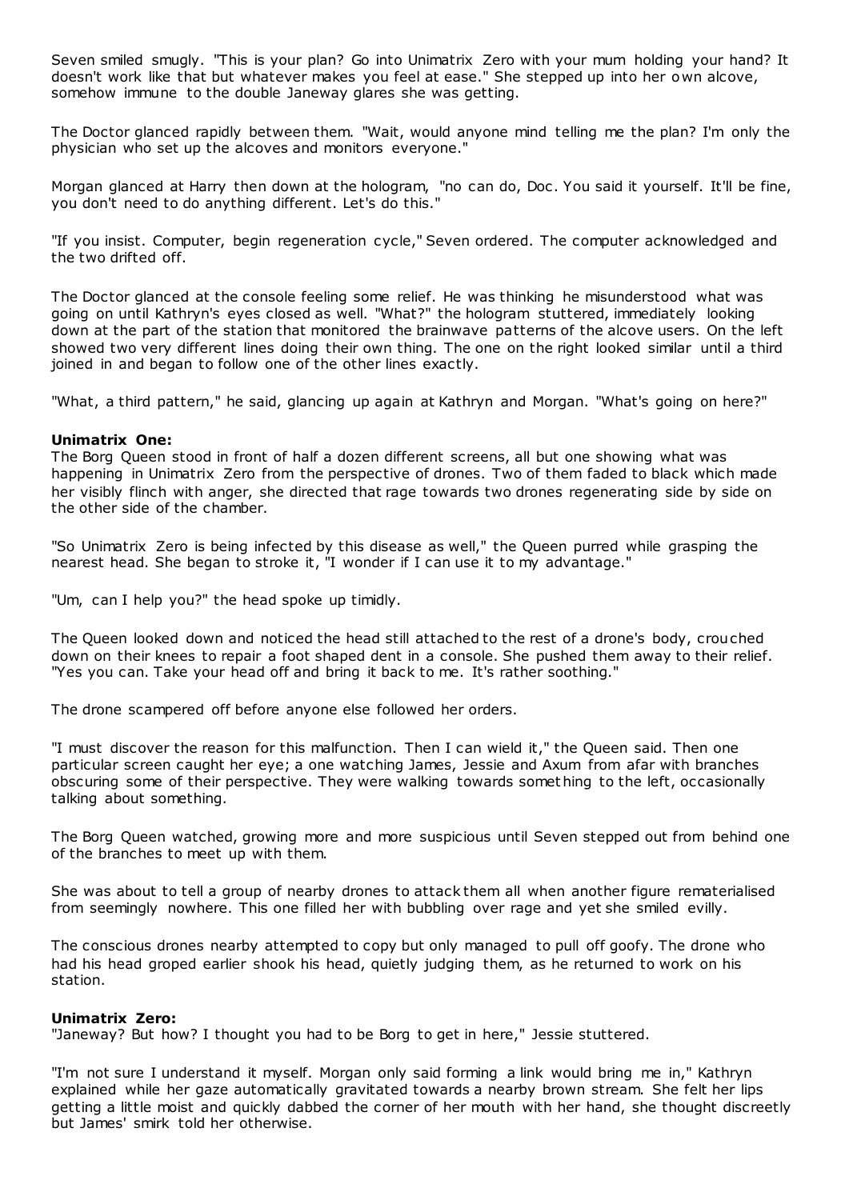Seven smiled smugly. "This is your plan? Go into Unimatrix Zero with your mum holding your hand? It doesn't work like that but whatever makes you feel at ease." She stepped up into her own alcove, somehow immune to the double Janeway glares she was getting.

The Doctor glanced rapidly between them. "Wait, would anyone mind telling me the plan? I'm only the physician who set up the alcoves and monitors everyone."

Morgan glanced at Harry then down at the hologram, "no can do, Doc. You said it yourself. It'll be fine, you don't need to do anything different. Let's do this."

"If you insist. Computer, begin regeneration cycle," Seven ordered. The computer acknowledged and the two drifted off.

The Doctor glanced at the console feeling some relief. He was thinking he misunderstood what was going on until Kathryn's eyes closed as well. "What?" the hologram stuttered, immediately looking down at the part of the station that monitored the brainwave patterns of the alcove users. On the left showed two very different lines doing their own thing. The one on the right looked similar until a third joined in and began to follow one of the other lines exactly.

"What, a third pattern," he said, glancing up again at Kathryn and Morgan. "What's going on here?"

**Unimatrix One:**
The Borg Queen stood in front of half a dozen different screens, all but one showing what was happening in Unimatrix Zero from the perspective of drones. Two of them faded to black which made her visibly flinch with anger, she directed that rage towards two drones regenerating side by side on the other side of the chamber.

"So Unimatrix Zero is being infected by this disease as well," the Queen purred while grasping the nearest head. She began to stroke it, "I wonder if I can use it to my advantage."

"Um, can I help you?" the head spoke up timidly.

The Queen looked down and noticed the head still attached to the rest of a drone's body, crouched down on their knees to repair a foot shaped dent in a console. She pushed them away to their relief. "Yes you can. Take your head off and bring it back to me. It's rather soothing."

The drone scampered off before anyone else followed her orders.

"I must discover the reason for this malfunction. Then I can wield it," the Queen said. Then one particular screen caught her eye; a one watching James, Jessie and Axum from afar with branches obscuring some of their perspective. They were walking towards something to the left, occasionally talking about something.

The Borg Queen watched, growing more and more suspicious until Seven stepped out from behind one of the branches to meet up with them.

She was about to tell a group of nearby drones to attack them all when another figure rematerialised from seemingly nowhere. This one filled her with bubbling over rage and yet she smiled evilly.

The conscious drones nearby attempted to copy but only managed to pull off goofy. The drone who had his head groped earlier shook his head, quietly judging them, as he returned to work on his station.

**Unimatrix Zero:**
"Janeway? But how? I thought you had to be Borg to get in here," Jessie stuttered.

"I'm not sure I understand it myself. Morgan only said forming a link would bring me in," Kathryn explained while her gaze automatically gravitated towards a nearby brown stream. She felt her lips getting a little moist and quickly dabbed the corner of her mouth with her hand, she thought discreetly but James' smirk told her otherwise.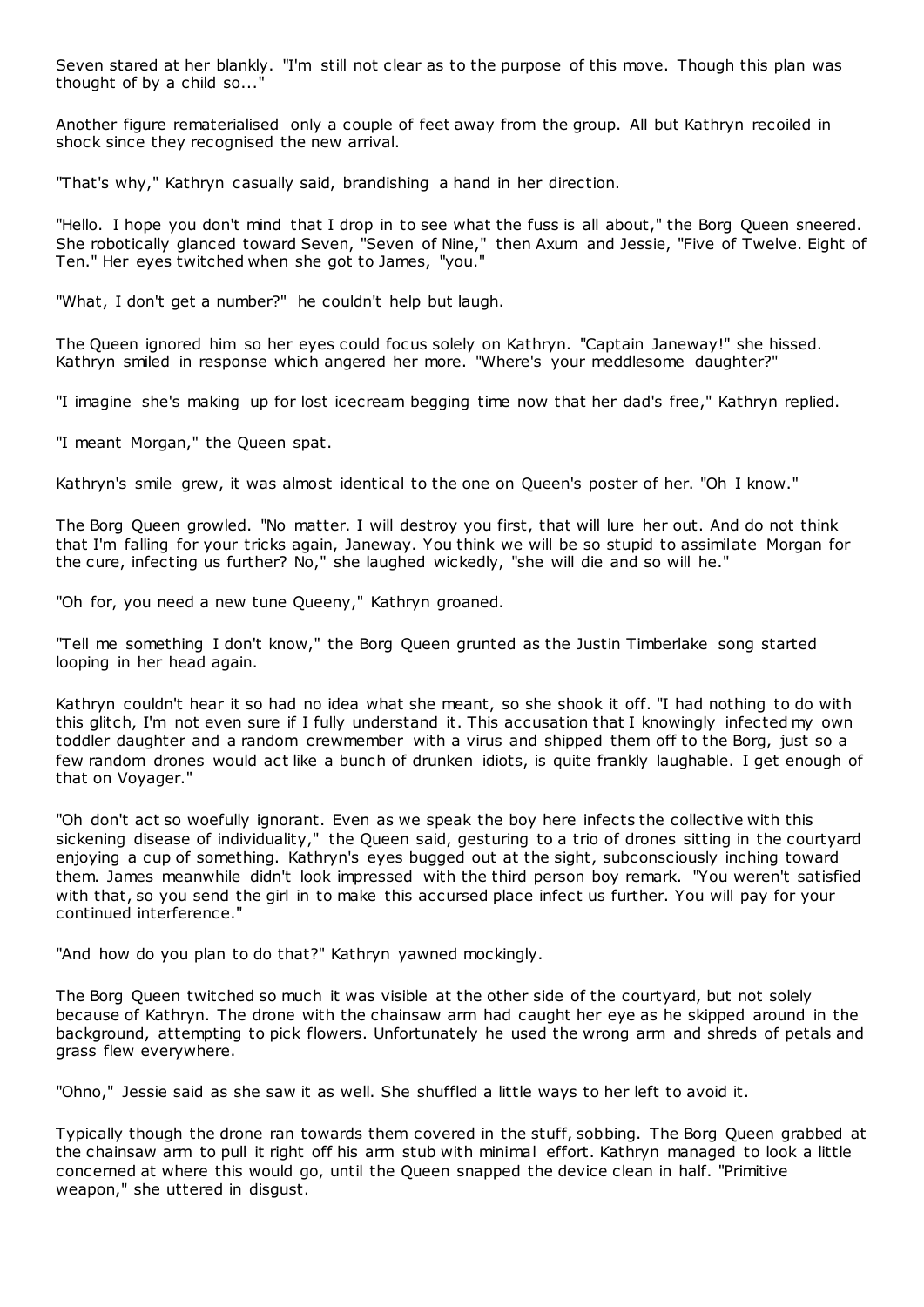Seven stared at her blankly. "I'm still not clear as to the purpose of this move. Though this plan was thought of by a child so..."

Another figure rematerialised only a couple of feet away from the group. All but Kathryn recoiled in shock since they recognised the new arrival.

"That's why," Kathryn casually said, brandishing a hand in her direction.

"Hello. I hope you don't mind that I drop in to see what the fuss is all about," the Borg Queen sneered. She robotically glanced toward Seven, "Seven of Nine," then Axum and Jessie, "Five of Twelve. Eight of Ten." Her eyes twitched when she got to James, "you."

"What, I don't get a number?" he couldn't help but laugh.

The Queen ignored him so her eyes could focus solely on Kathryn. "Captain Janeway!" she hissed. Kathryn smiled in response which angered her more. "Where's your meddlesome daughter?"

"I imagine she's making up for lost icecream begging time now that her dad's free," Kathryn replied.

"I meant Morgan," the Queen spat.

Kathryn's smile grew, it was almost identical to the one on Queen's poster of her. "Oh I know."

The Borg Queen growled. "No matter. I will destroy you first, that will lure her out. And do not think that I'm falling for your tricks again, Janeway. You think we will be so stupid to assimilate Morgan for the cure, infecting us further? No," she laughed wickedly, "she will die and so will he."

"Oh for, you need a new tune Queeny," Kathryn groaned.

"Tell me something I don't know," the Borg Queen grunted as the Justin Timberlake song started looping in her head again.

Kathryn couldn't hear it so had no idea what she meant, so she shook it off. "I had nothing to do with this glitch, I'm not even sure if I fully understand it. This accusation that I knowingly infected my own toddler daughter and a random crewmember with a virus and shipped them off to the Borg, just so a few random drones would act like a bunch of drunken idiots, is quite frankly laughable. I get enough of that on Voyager."

"Oh don't act so woefully ignorant. Even as we speak the boy here infects the collective with this sickening disease of individuality," the Queen said, gesturing to a trio of drones sitting in the courtyard enjoying a cup of something. Kathryn's eyes bugged out at the sight, subconsciously inching toward them. James meanwhile didn't look impressed with the third person boy remark. "You weren't satisfied with that, so you send the girl in to make this accursed place infect us further. You will pay for your continued interference."

"And how do you plan to do that?" Kathryn yawned mockingly.

The Borg Queen twitched so much it was visible at the other side of the courtyard, but not solely because of Kathryn. The drone with the chainsaw arm had caught her eye as he skipped around in the background, attempting to pick flowers. Unfortunately he used the wrong arm and shreds of petals and grass flew everywhere.

"Ohno," Jessie said as she saw it as well. She shuffled a little ways to her left to avoid it.

Typically though the drone ran towards them covered in the stuff, sobbing. The Borg Queen grabbed at the chainsaw arm to pull it right off his arm stub with minimal effort. Kathryn managed to look a little concerned at where this would go, until the Queen snapped the device clean in half. "Primitive weapon," she uttered in disgust.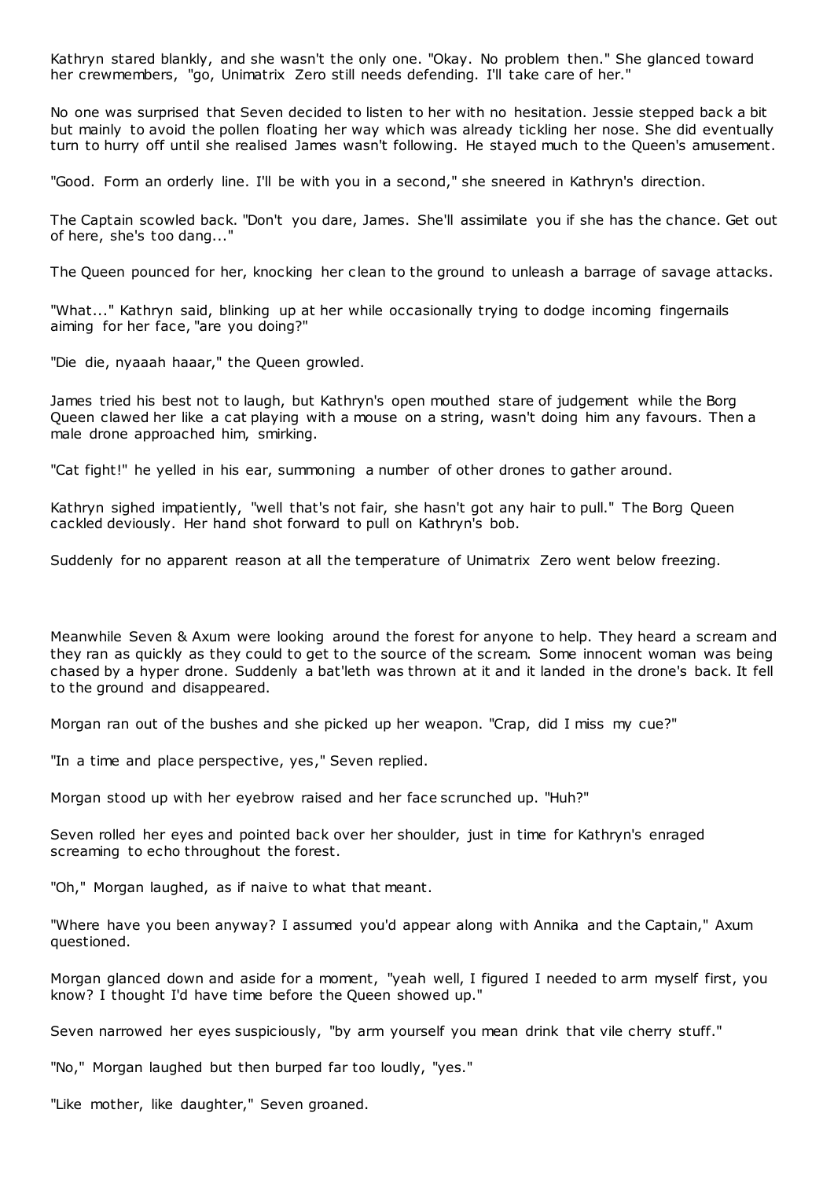Kathryn stared blankly, and she wasn't the only one. "Okay. No problem then." She glanced toward her crewmembers, "go, Unimatrix Zero still needs defending. I'll take care of her."

No one was surprised that Seven decided to listen to her with no hesitation. Jessie stepped back a bit but mainly to avoid the pollen floating her way which was already tickling her nose. She did eventually turn to hurry off until she realised James wasn't following. He stayed much to the Queen's amusement.

"Good. Form an orderly line. I'll be with you in a second," she sneered in Kathryn's direction.

The Captain scowled back. "Don't you dare, James. She'll assimilate you if she has the chance. Get out of here, she's too dang..."

The Queen pounced for her, knocking her clean to the ground to unleash a barrage of savage attacks.

"What..." Kathryn said, blinking up at her while occasionally trying to dodge incoming fingernails aiming for her face, "are you doing?"

"Die die, nyaaah haaar," the Queen growled.

James tried his best not to laugh, but Kathryn's open mouthed stare of judgement while the Borg Queen clawed her like a cat playing with a mouse on a string, wasn't doing him any favours. Then a male drone approached him, smirking.

"Cat fight!" he yelled in his ear, summoning a number of other drones to gather around.

Kathryn sighed impatiently, "well that's not fair, she hasn't got any hair to pull." The Borg Queen cackled deviously. Her hand shot forward to pull on Kathryn's bob.

Suddenly for no apparent reason at all the temperature of Unimatrix Zero went below freezing.

Meanwhile Seven & Axum were looking around the forest for anyone to help. They heard a scream and they ran as quickly as they could to get to the source of the scream. Some innocent woman was being chased by a hyper drone. Suddenly a bat'leth was thrown at it and it landed in the drone's back. It fell to the ground and disappeared.

Morgan ran out of the bushes and she picked up her weapon. "Crap, did I miss my cue?"

"In a time and place perspective, yes," Seven replied.

Morgan stood up with her eyebrow raised and her face scrunched up. "Huh?"

Seven rolled her eyes and pointed back over her shoulder, just in time for Kathryn's enraged screaming to echo throughout the forest.

"Oh," Morgan laughed, as if naive to what that meant.

"Where have you been anyway? I assumed you'd appear along with Annika and the Captain," Axum questioned.

Morgan glanced down and aside for a moment, "yeah well, I figured I needed to arm myself first, you know? I thought I'd have time before the Queen showed up."

Seven narrowed her eyes suspiciously, "by arm yourself you mean drink that vile cherry stuff."

"No," Morgan laughed but then burped far too loudly, "yes."

"Like mother, like daughter," Seven groaned.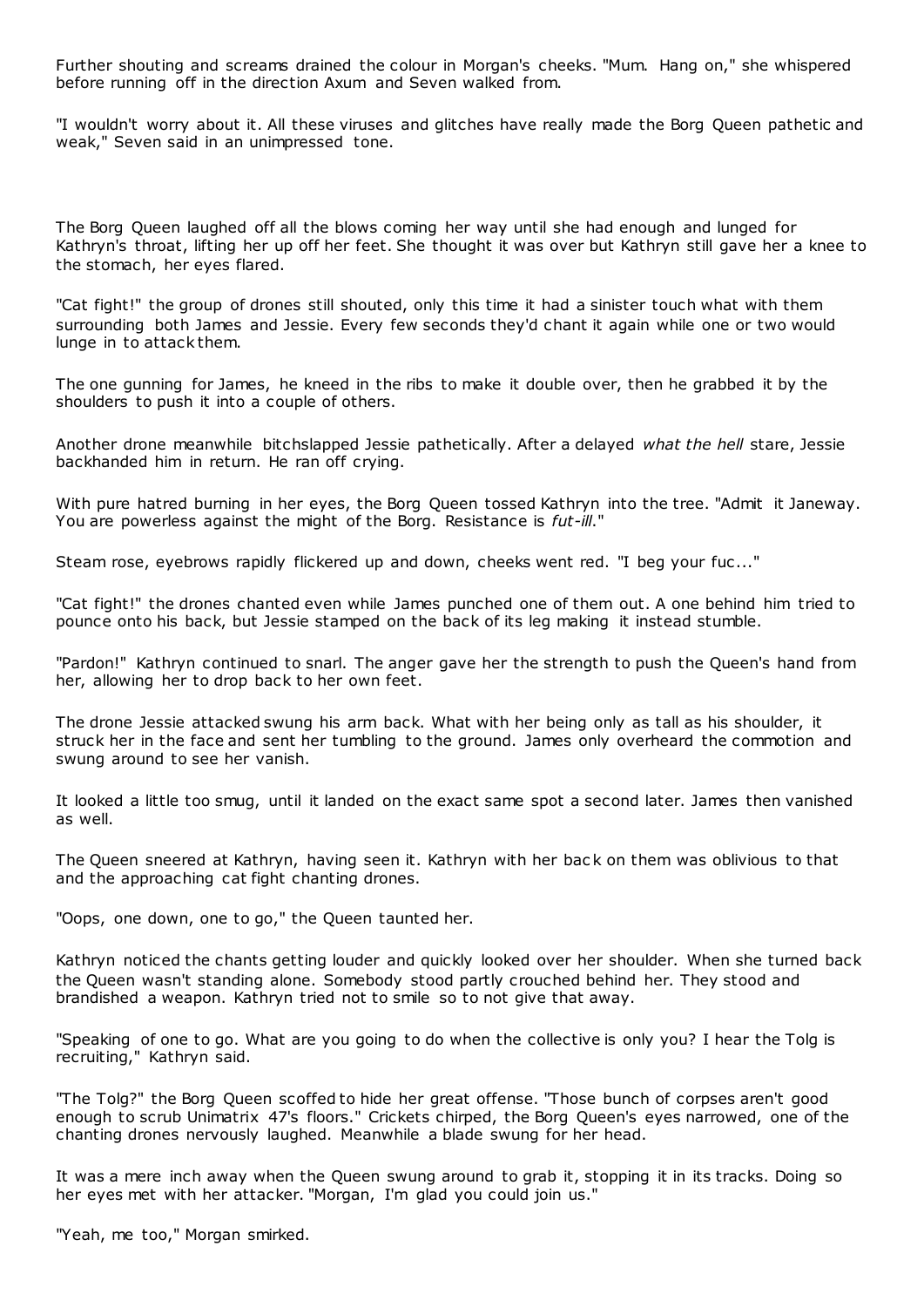Further shouting and screams drained the colour in Morgan's cheeks. "Mum. Hang on," she whispered before running off in the direction Axum and Seven walked from.

"I wouldn't worry about it. All these viruses and glitches have really made the Borg Queen pathetic and weak," Seven said in an unimpressed tone.

The Borg Queen laughed off all the blows coming her way until she had enough and lunged for Kathryn's throat, lifting her up off her feet. She thought it was over but Kathryn still gave her a knee to the stomach, her eyes flared.

"Cat fight!" the group of drones still shouted, only this time it had a sinister touch what with them surrounding both James and Jessie. Every few seconds they'd chant it again while one or two would lunge in to attack them.

The one gunning for James, he kneed in the ribs to make it double over, then he grabbed it by the shoulders to push it into a couple of others.

Another drone meanwhile bitchslapped Jessie pathetically. After a delayed *what the hell* stare, Jessie backhanded him in return. He ran off crying.

With pure hatred burning in her eyes, the Borg Queen tossed Kathryn into the tree. "Admit it Janeway. You are powerless against the might of the Borg. Resistance is *fut-ill*."

Steam rose, eyebrows rapidly flickered up and down, cheeks went red. "I beg your fuc..."

"Cat fight!" the drones chanted even while James punched one of them out. A one behind him tried to pounce onto his back, but Jessie stamped on the back of its leg making it instead stumble.

"Pardon!" Kathryn continued to snarl. The anger gave her the strength to push the Queen's hand from her, allowing her to drop back to her own feet.

The drone Jessie attacked swung his arm back. What with her being only as tall as his shoulder, it struck her in the face and sent her tumbling to the ground. James only overheard the commotion and swung around to see her vanish.

It looked a little too smug, until it landed on the exact same spot a second later. James then vanished as well.

The Queen sneered at Kathryn, having seen it. Kathryn with her back on them was oblivious to that and the approaching cat fight chanting drones.

"Oops, one down, one to go," the Queen taunted her.

Kathryn noticed the chants getting louder and quickly looked over her shoulder. When she turned back the Queen wasn't standing alone. Somebody stood partly crouched behind her. They stood and brandished a weapon. Kathryn tried not to smile so to not give that away.

"Speaking of one to go. What are you going to do when the collective is only you? I hear the Tolg is recruiting," Kathryn said.

"The Tolg?" the Borg Queen scoffed to hide her great offense. "Those bunch of corpses aren't good enough to scrub Unimatrix 47's floors." Crickets chirped, the Borg Queen's eyes narrowed, one of the chanting drones nervously laughed. Meanwhile a blade swung for her head.

It was a mere inch away when the Queen swung around to grab it, stopping it in its tracks. Doing so her eyes met with her attacker. "Morgan, I'm glad you could join us."

"Yeah, me too," Morgan smirked.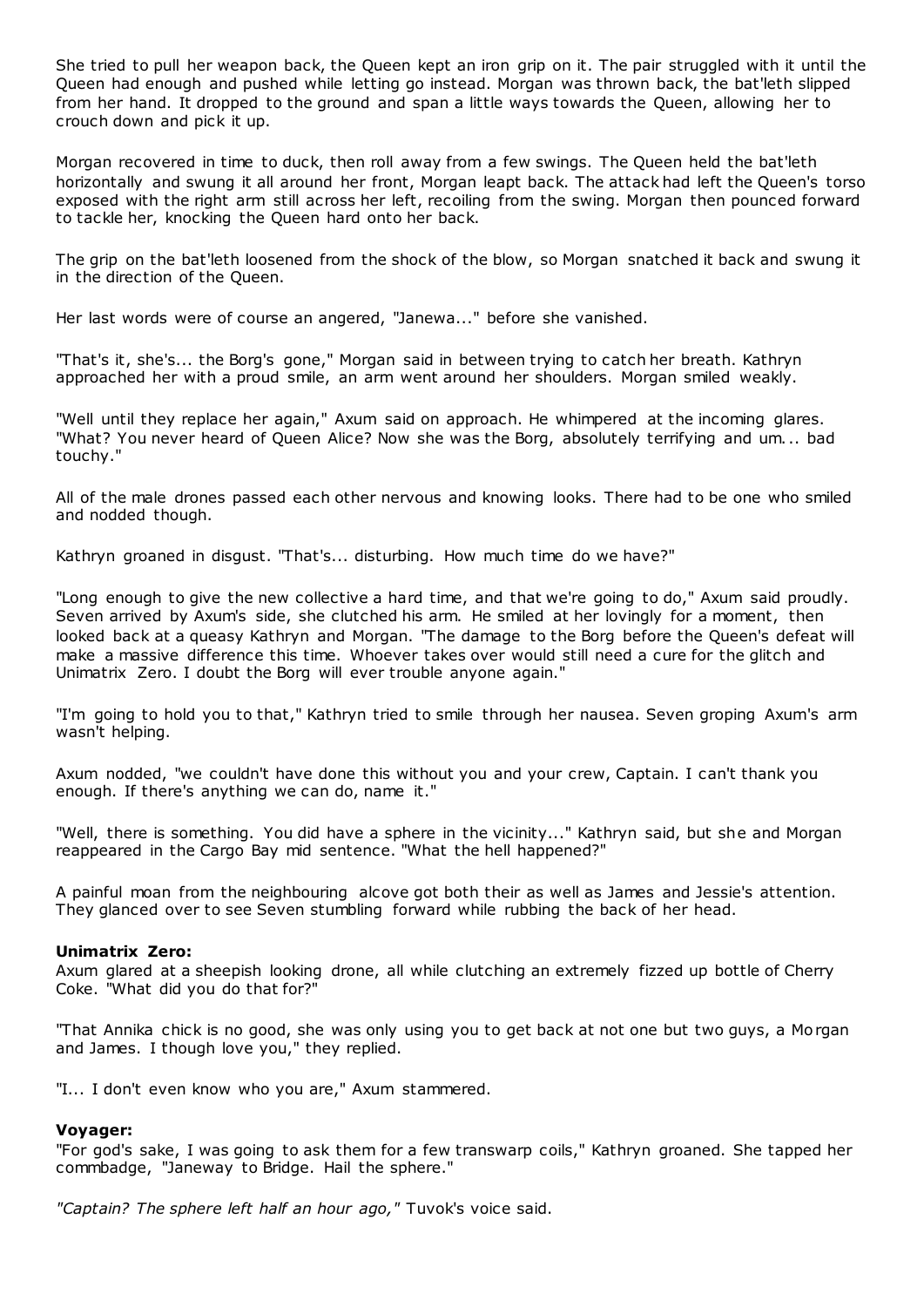She tried to pull her weapon back, the Queen kept an iron grip on it. The pair struggled with it until the Queen had enough and pushed while letting go instead. Morgan was thrown back, the bat'leth slipped from her hand. It dropped to the ground and span a little ways towards the Queen, allowing her to crouch down and pick it up.

Morgan recovered in time to duck, then roll away from a few swings. The Queen held the bat'leth horizontally and swung it all around her front, Morgan leapt back. The attack had left the Queen's torso exposed with the right arm still across her left, recoiling from the swing. Morgan then pounced forward to tackle her, knocking the Queen hard onto her back.

The grip on the bat'leth loosened from the shock of the blow, so Morgan snatched it back and swung it in the direction of the Queen.

Her last words were of course an angered, "Janewa..." before she vanished.

"That's it, she's... the Borg's gone," Morgan said in between trying to catch her breath. Kathryn approached her with a proud smile, an arm went around her shoulders. Morgan smiled weakly.

"Well until they replace her again," Axum said on approach. He whimpered at the incoming glares. "What? You never heard of Queen Alice? Now she was the Borg, absolutely terrifying and um... bad touchy."

All of the male drones passed each other nervous and knowing looks. There had to be one who smiled and nodded though.

Kathryn groaned in disgust. "That's... disturbing. How much time do we have?"

"Long enough to give the new collective a hard time, and that we're going to do," Axum said proudly. Seven arrived by Axum's side, she clutched his arm. He smiled at her lovingly for a moment, then looked back at a queasy Kathryn and Morgan. "The damage to the Borg before the Queen's defeat will make a massive difference this time. Whoever takes over would still need a cure for the glitch and Unimatrix Zero. I doubt the Borg will ever trouble anyone again."

"I'm going to hold you to that," Kathryn tried to smile through her nausea. Seven groping Axum's arm wasn't helping.

Axum nodded, "we couldn't have done this without you and your crew, Captain. I can't thank you enough. If there's anything we can do, name it."

"Well, there is something. You did have a sphere in the vicinity..." Kathryn said, but she and Morgan reappeared in the Cargo Bay mid sentence. "What the hell happened?"

A painful moan from the neighbouring alcove got both their as well as James and Jessie's attention. They glanced over to see Seven stumbling forward while rubbing the back of her head.

**Unimatrix Zero:**
Axum glared at a sheepish looking drone, all while clutching an extremely fizzed up bottle of Cherry Coke. "What did you do that for?"

"That Annika chick is no good, she was only using you to get back at not one but two guys, a Morgan and James. I though love you," they replied.

"I... I don't even know who you are," Axum stammered.

**Voyager:**
"For god's sake, I was going to ask them for a few transwarp coils," Kathryn groaned. She tapped her commbadge, "Janeway to Bridge. Hail the sphere."

*"Captain? The sphere left half an hour ago,"* Tuvok's voice said.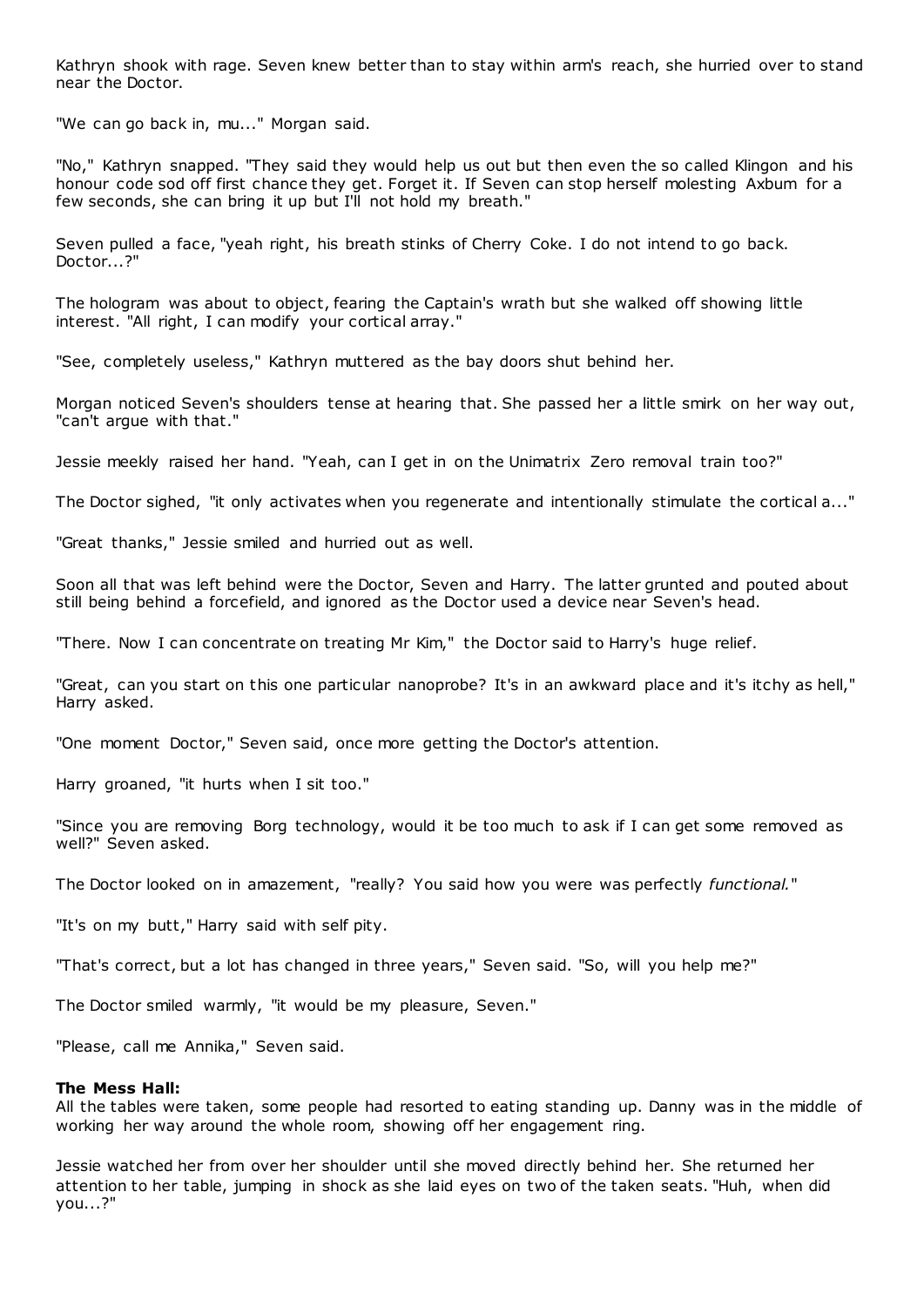Kathryn shook with rage. Seven knew better than to stay within arm's reach, she hurried over to stand near the Doctor.

"We can go back in, mu..." Morgan said.

"No," Kathryn snapped. "They said they would help us out but then even the so called Klingon and his honour code sod off first chance they get. Forget it. If Seven can stop herself molesting Axbum for a few seconds, she can bring it up but I'll not hold my breath."

Seven pulled a face, "yeah right, his breath stinks of Cherry Coke. I do not intend to go back. Doctor...?"

The hologram was about to object, fearing the Captain's wrath but she walked off showing little interest. "All right, I can modify your cortical array."

"See, completely useless," Kathryn muttered as the bay doors shut behind her.

Morgan noticed Seven's shoulders tense at hearing that. She passed her a little smirk on her way out, "can't argue with that."

Jessie meekly raised her hand. "Yeah, can I get in on the Unimatrix Zero removal train too?"

The Doctor sighed, "it only activates when you regenerate and intentionally stimulate the cortical a..."

"Great thanks," Jessie smiled and hurried out as well.

Soon all that was left behind were the Doctor, Seven and Harry. The latter grunted and pouted about still being behind a forcefield, and ignored as the Doctor used a device near Seven's head.

"There. Now I can concentrate on treating Mr Kim," the Doctor said to Harry's huge relief.

"Great, can you start on this one particular nanoprobe? It's in an awkward place and it's itchy as hell," Harry asked.

"One moment Doctor," Seven said, once more getting the Doctor's attention.

Harry groaned, "it hurts when I sit too."

"Since you are removing Borg technology, would it be too much to ask if I can get some removed as well?" Seven asked.

The Doctor looked on in amazement, "really? You said how you were was perfectly *functional.*"

"It's on my butt," Harry said with self pity.

"That's correct, but a lot has changed in three years," Seven said. "So, will you help me?"

The Doctor smiled warmly, "it would be my pleasure, Seven."

"Please, call me Annika," Seven said.

**The Mess Hall:**
All the tables were taken, some people had resorted to eating standing up. Danny was in the middle of working her way around the whole room, showing off her engagement ring.

Jessie watched her from over her shoulder until she moved directly behind her. She returned her attention to her table, jumping in shock as she laid eyes on two of the taken seats. "Huh, when did you...?"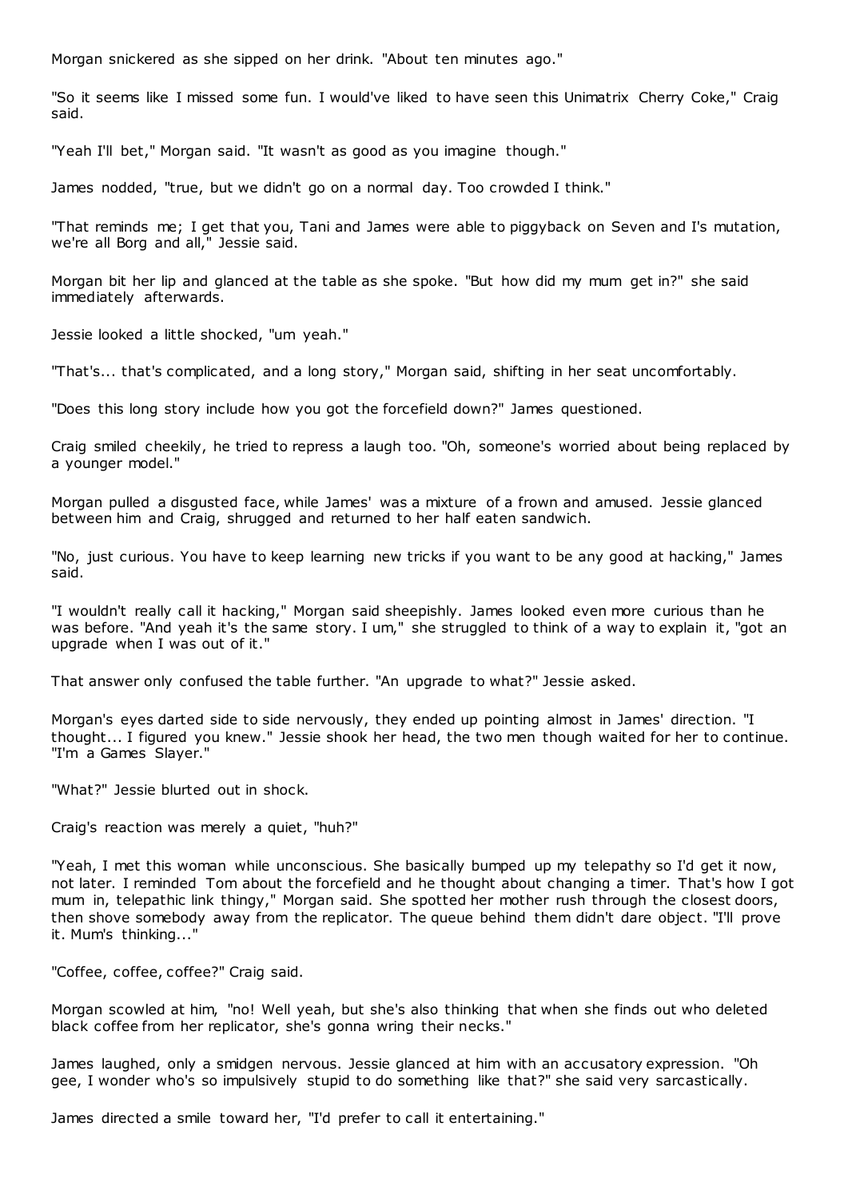Morgan snickered as she sipped on her drink. "About ten minutes ago."

"So it seems like I missed some fun. I would've liked to have seen this Unimatrix Cherry Coke," Craig said.

"Yeah I'll bet," Morgan said. "It wasn't as good as you imagine though."

James nodded, "true, but we didn't go on a normal day. Too crowded I think."

"That reminds me; I get that you, Tani and James were able to piggyback on Seven and I's mutation, we're all Borg and all," Jessie said.

Morgan bit her lip and glanced at the table as she spoke. "But how did my mum get in?" she said immediately afterwards.

Jessie looked a little shocked, "um yeah."

"That's... that's complicated, and a long story," Morgan said, shifting in her seat uncomfortably.

"Does this long story include how you got the forcefield down?" James questioned.

Craig smiled cheekily, he tried to repress a laugh too. "Oh, someone's worried about being replaced by a younger model."

Morgan pulled a disgusted face, while James' was a mixture of a frown and amused. Jessie glanced between him and Craig, shrugged and returned to her half eaten sandwich.

"No, just curious. You have to keep learning new tricks if you want to be any good at hacking," James said.

"I wouldn't really call it hacking," Morgan said sheepishly. James looked even more curious than he was before. "And yeah it's the same story. I um," she struggled to think of a way to explain it, "got an upgrade when I was out of it."

That answer only confused the table further. "An upgrade to what?" Jessie asked.

Morgan's eyes darted side to side nervously, they ended up pointing almost in James' direction. "I thought... I figured you knew." Jessie shook her head, the two men though waited for her to continue. "I'm a Games Slayer."

"What?" Jessie blurted out in shock.

Craig's reaction was merely a quiet, "huh?"

"Yeah, I met this woman while unconscious. She basically bumped up my telepathy so I'd get it now, not later. I reminded Tom about the forcefield and he thought about changing a timer. That's how I got mum in, telepathic link thingy," Morgan said. She spotted her mother rush through the closest doors, then shove somebody away from the replicator. The queue behind them didn't dare object. "I'll prove it. Mum's thinking..."

"Coffee, coffee, coffee?" Craig said.

Morgan scowled at him, "no! Well yeah, but she's also thinking that when she finds out who deleted black coffee from her replicator, she's gonna wring their necks."

James laughed, only a smidgen nervous. Jessie glanced at him with an accusatory expression. "Oh gee, I wonder who's so impulsively stupid to do something like that?" she said very sarcastically.

James directed a smile toward her, "I'd prefer to call it entertaining."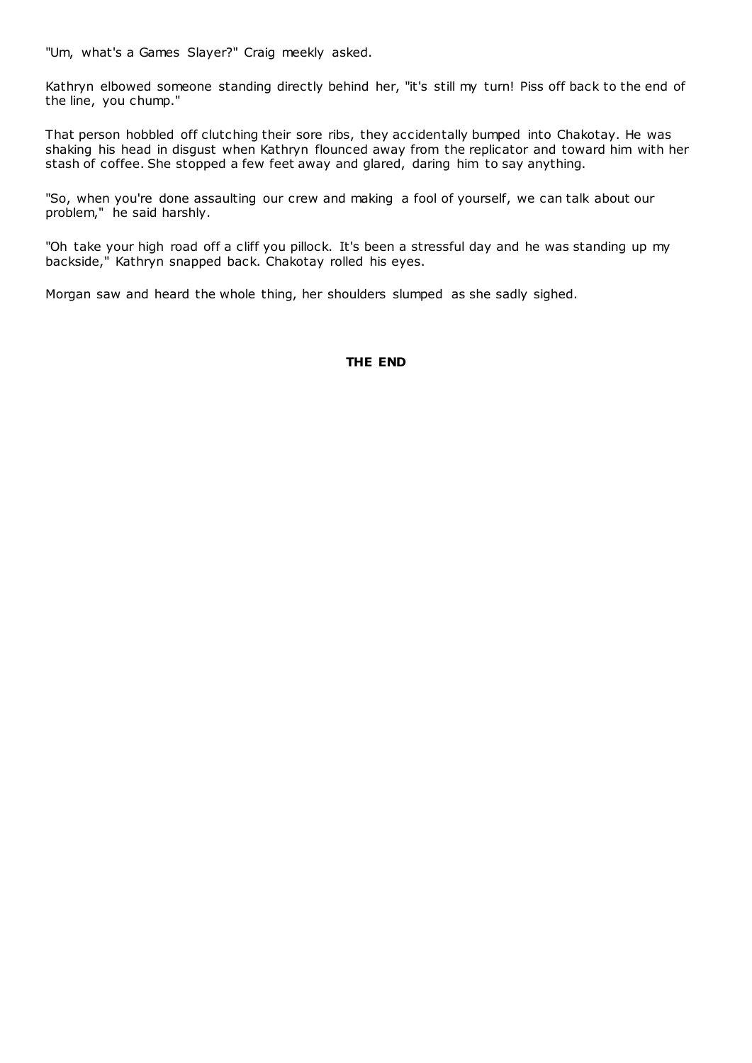"Um, what's a Games Slayer?" Craig meekly asked.

Kathryn elbowed someone standing directly behind her, "it's still my turn! Piss off back to the end of the line, you chump."

That person hobbled off clutching their sore ribs, they accidentally bumped into Chakotay. He was shaking his head in disgust when Kathryn flounced away from the replicator and toward him with her stash of coffee. She stopped a few feet away and glared, daring him to say anything.

"So, when you're done assaulting our crew and making a fool of yourself, we can talk about our problem," he said harshly.

"Oh take your high road off a cliff you pillock. It's been a stressful day and he was standing up my backside," Kathryn snapped back. Chakotay rolled his eyes.

Morgan saw and heard the whole thing, her shoulders slumped as she sadly sighed.

**THE END**